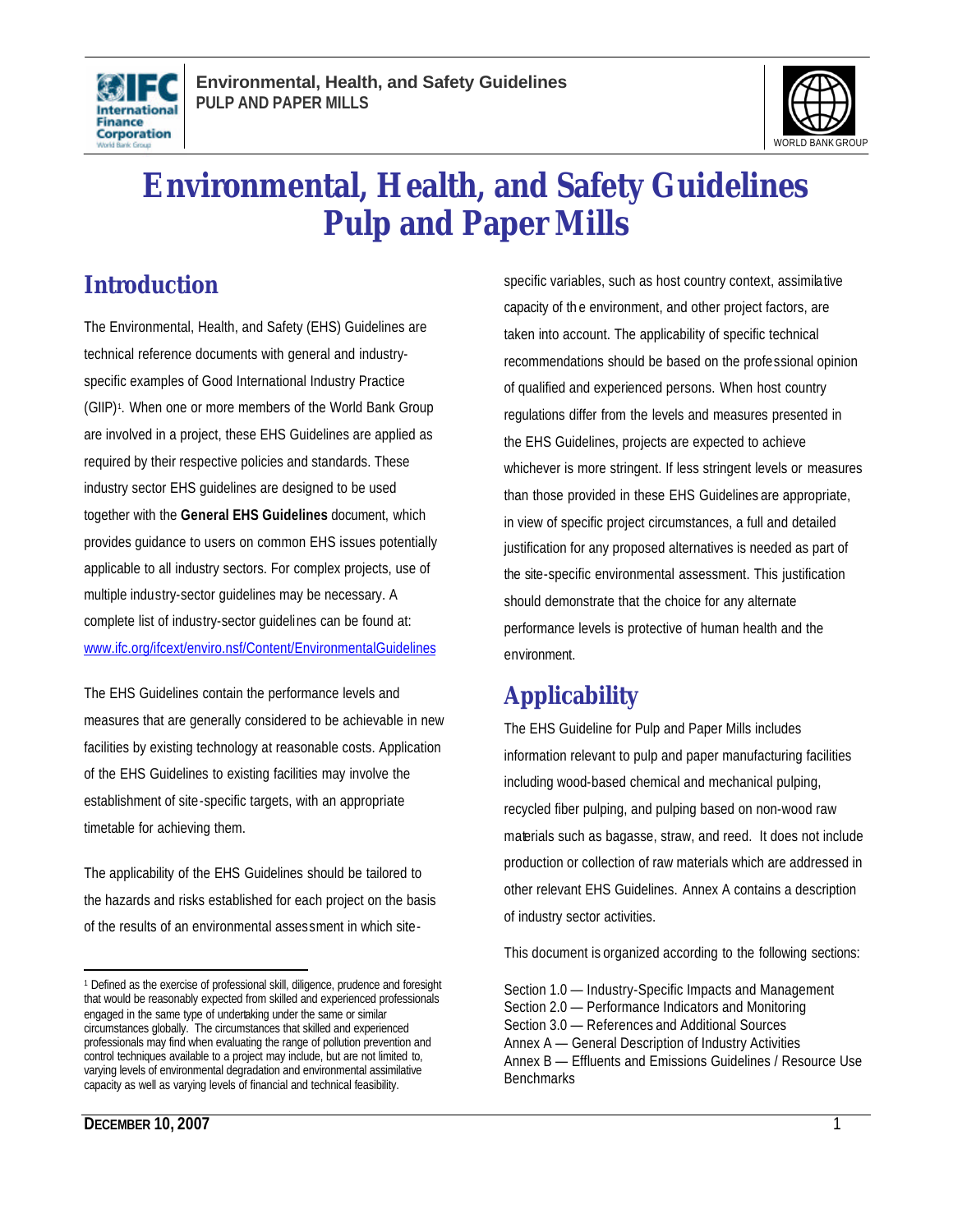# Environmental, Health, and Safety Guidelines Pulp and Paper Mills

## Introduction

The Environmental, Health, and Safety (EHS) Guidelines are technical reference documents with general and industry-specific examples of Good International Industry Practice (GIIP)[1]. When one or more members of the World Bank Group are involved in a project, these EHS Guidelines are applied as required by their respective policies and standards. These industry sector EHS guidelines are designed to be used together with the **General EHS Guidelines** document, which provides guidance to users on common EHS issues potentially applicable to all industry sectors. For complex projects, use of multiple industry-sector guidelines may be necessary. A complete list of industry-sector guidelines can be found at: www.ifc.org/ifcext/enviro.nsf/Content/EnvironmentalGuidelines

The EHS Guidelines contain the performance levels and measures that are generally considered to be achievable in new facilities by existing technology at reasonable costs. Application of the EHS Guidelines to existing facilities may involve the establishment of site-specific targets, with an appropriate timetable for achieving them.

The applicability of the EHS Guidelines should be tailored to the hazards and risks established for each project on the basis of the results of an environmental assessment in which site-specific variables, such as host country context, assimilative capacity of the environment, and other project factors, are taken into account. The applicability of specific technical recommendations should be based on the professional opinion of qualified and experienced persons. When host country regulations differ from the levels and measures presented in the EHS Guidelines, projects are expected to achieve whichever is more stringent. If less stringent levels or measures than those provided in these EHS Guidelines are appropriate, in view of specific project circumstances, a full and detailed justification for any proposed alternatives is needed as part of the site-specific environmental assessment. This justification should demonstrate that the choice for any alternate performance levels is protective of human health and the environment.

## Applicability

The EHS Guideline for Pulp and Paper Mills includes information relevant to pulp and paper manufacturing facilities including wood-based chemical and mechanical pulping, recycled fiber pulping, and pulping based on non-wood raw materials such as bagasse, straw, and reed. It does not include production or collection of raw materials which are addressed in other relevant EHS Guidelines. Annex A contains a description of industry sector activities.

This document is organized according to the following sections:

Section 1.0 — Industry-Specific Impacts and Management
Section 2.0 — Performance Indicators and Monitoring
Section 3.0 — References and Additional Sources
Annex A — General Description of Industry Activities
Annex B — Effluents and Emissions Guidelines / Resource Use Benchmarks

[1] Defined as the exercise of professional skill, diligence, prudence and foresight that would be reasonably expected from skilled and experienced professionals engaged in the same type of undertaking under the same or similar circumstances globally. The circumstances that skilled and experienced professionals may find when evaluating the range of pollution prevention and control techniques available to a project may include, but are not limited to, varying levels of environmental degradation and environmental assimilative capacity as well as varying levels of financial and technical feasibility.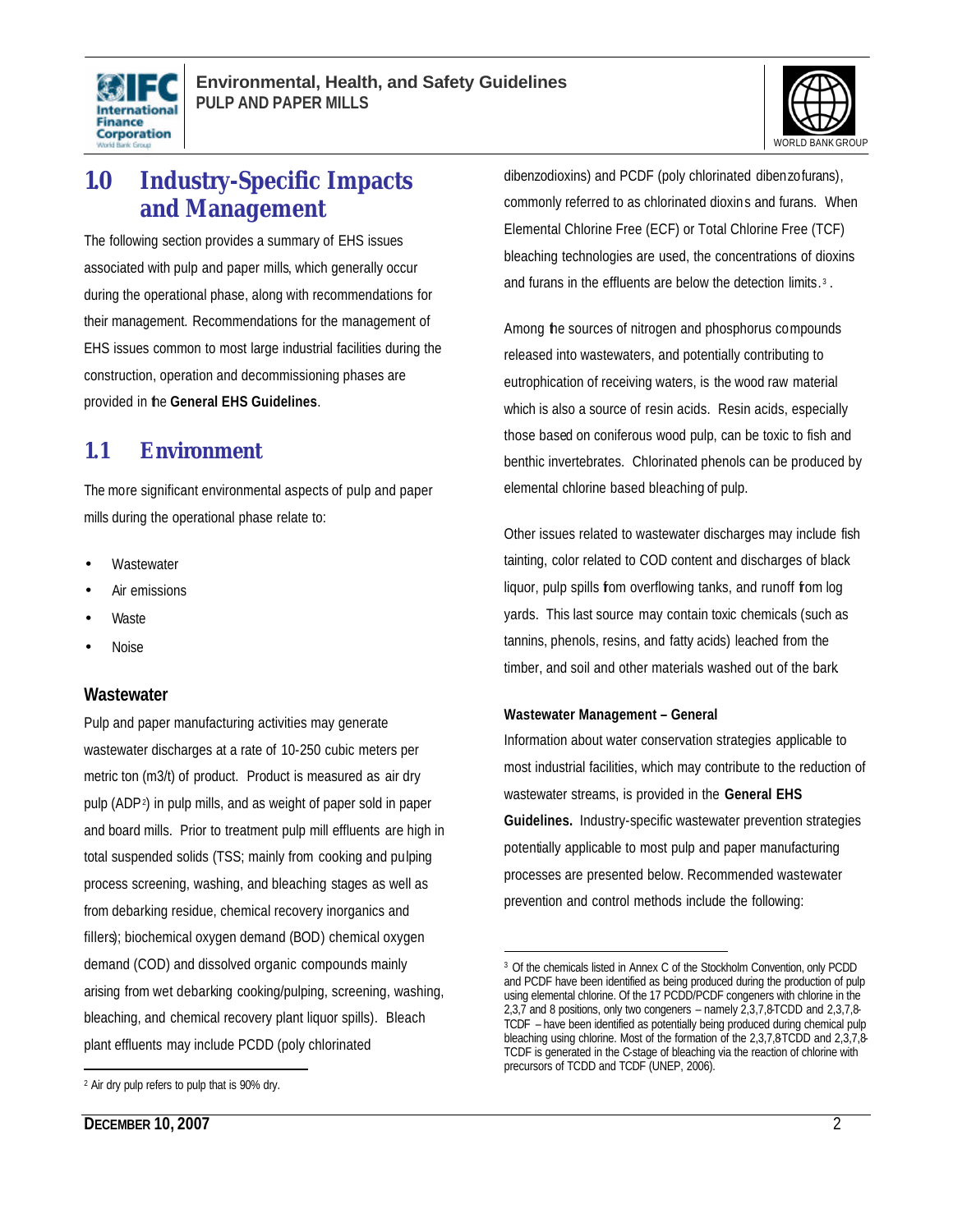# 1.0 Industry-Specific Impacts and Management

The following section provides a summary of EHS issues associated with pulp and paper mills, which generally occur during the operational phase, along with recommendations for their management. Recommendations for the management of EHS issues common to most large industrial facilities during the construction, operation and decommissioning phases are provided in the **General EHS Guidelines**.

## 1.1 Environment

The more significant environmental aspects of pulp and paper mills during the operational phase relate to:

- Wastewater
- Air emissions
- Waste
- Noise

### Wastewater

Pulp and paper manufacturing activities may generate wastewater discharges at a rate of 10-250 cubic meters per metric ton (m3/t) of product. Product is measured as air dry pulp (ADP[2]) in pulp mills, and as weight of paper sold in paper and board mills. Prior to treatment pulp mill effluents are high in total suspended solids (TSS; mainly from cooking and pulping process screening, washing, and bleaching stages as well as from debarking residue, chemical recovery inorganics and fillers); biochemical oxygen demand (BOD) chemical oxygen demand (COD) and dissolved organic compounds mainly arising from wet debarking cooking/pulping, screening, washing, bleaching, and chemical recovery plant liquor spills). Bleach plant effluents may include PCDD (poly chlorinated dibenzodioxins) and PCDF (poly chlorinated dibenzofurans), commonly referred to as chlorinated dioxins and furans. When Elemental Chlorine Free (ECF) or Total Chlorine Free (TCF) bleaching technologies are used, the concentrations of dioxins and furans in the effluents are below the detection limits.[3].

Among the sources of nitrogen and phosphorus compounds released into wastewaters, and potentially contributing to eutrophication of receiving waters, is the wood raw material which is also a source of resin acids. Resin acids, especially those based on coniferous wood pulp, can be toxic to fish and benthic invertebrates. Chlorinated phenols can be produced by elemental chlorine based bleaching of pulp.

Other issues related to wastewater discharges may include fish tainting, color related to COD content and discharges of black liquor, pulp spills from overflowing tanks, and runoff from log yards. This last source may contain toxic chemicals (such as tannins, phenols, resins, and fatty acids) leached from the timber, and soil and other materials washed out of the bark

#### Wastewater Management – General

Information about water conservation strategies applicable to most industrial facilities, which may contribute to the reduction of wastewater streams, is provided in the **General EHS Guidelines.** Industry-specific wastewater prevention strategies potentially applicable to most pulp and paper manufacturing processes are presented below. Recommended wastewater prevention and control methods include the following:

---

[2] Air dry pulp refers to pulp that is 90% dry.

[3] Of the chemicals listed in Annex C of the Stockholm Convention, only PCDD and PCDF have been identified as being produced during the production of pulp using elemental chlorine. Of the 17 PCDD/PCDF congeners with chlorine in the 2,3,7 and 8 positions, only two congeners – namely 2,3,7,8-TCDD and 2,3,7,8-TCDF – have been identified as potentially being produced during chemical pulp bleaching using chlorine. Most of the formation of the 2,3,7,8-TCDD and 2,3,7,8-TCDF is generated in the C-stage of bleaching via the reaction of chlorine with precursors of TCDD and TCDF (UNEP, 2006).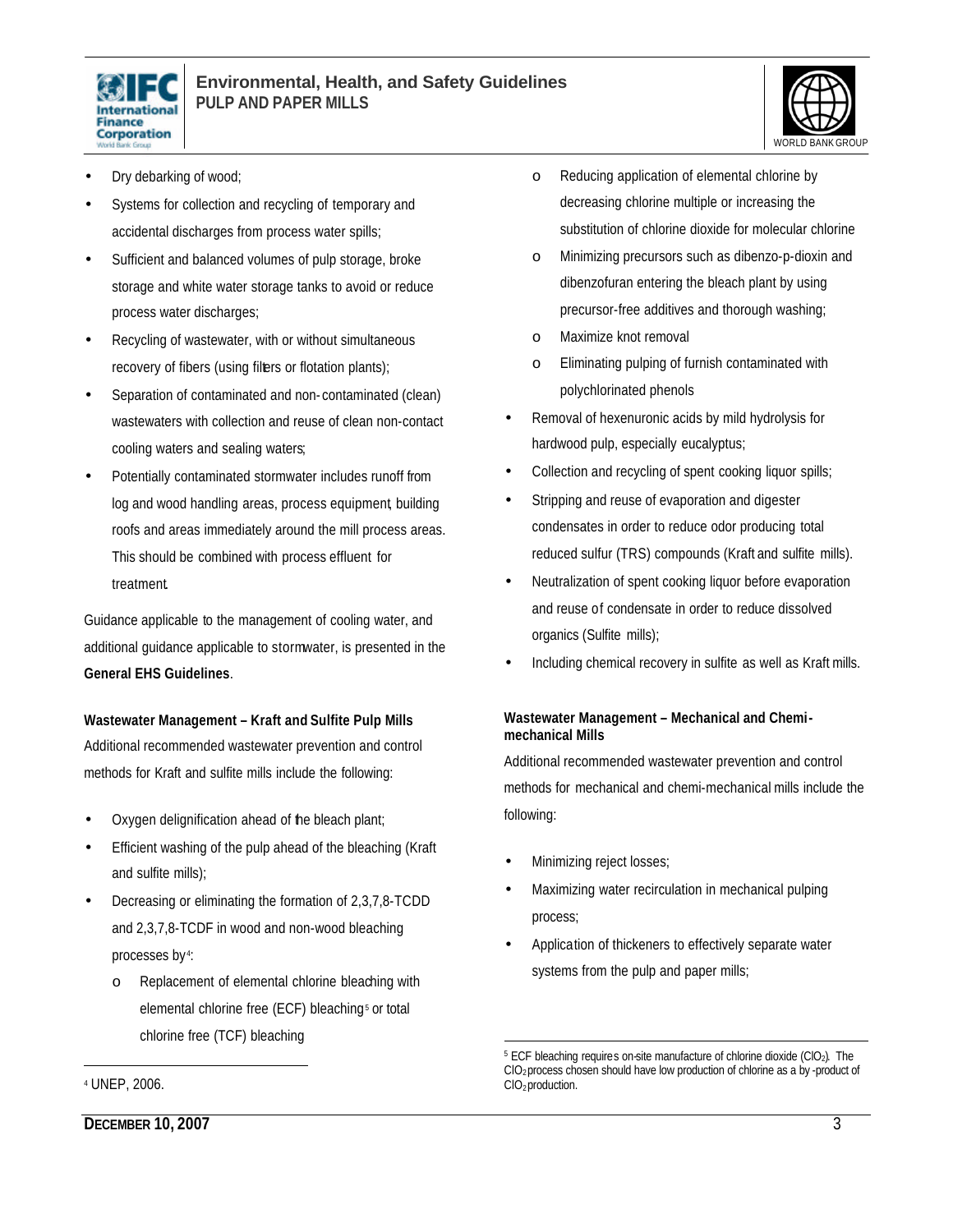- Dry debarking of wood;
- Systems for collection and recycling of temporary and accidental discharges from process water spills;
- Sufficient and balanced volumes of pulp storage, broke storage and white water storage tanks to avoid or reduce process water discharges;
- Recycling of wastewater, with or without simultaneous recovery of fibers (using filters or flotation plants);
- Separation of contaminated and non-contaminated (clean) wastewaters with collection and reuse of clean non-contact cooling waters and sealing waters;
- Potentially contaminated stormwater includes runoff from log and wood handling areas, process equipment, building roofs and areas immediately around the mill process areas. This should be combined with process effluent for treatment.

Guidance applicable to the management of cooling water, and additional guidance applicable to stormwater, is presented in the **General EHS Guidelines**.

**Wastewater Management – Kraft and Sulfite Pulp Mills**

Additional recommended wastewater prevention and control methods for Kraft and sulfite mills include the following:

- Oxygen delignification ahead of the bleach plant;
- Efficient washing of the pulp ahead of the bleaching (Kraft and sulfite mills);
- Decreasing or eliminating the formation of 2,3,7,8-TCDD and 2,3,7,8-TCDF in wood and non-wood bleaching processes by[4]:
  - Replacement of elemental chlorine bleaching with elemental chlorine free (ECF) bleaching[5] or total chlorine free (TCF) bleaching
  - Reducing application of elemental chlorine by decreasing chlorine multiple or increasing the substitution of chlorine dioxide for molecular chlorine
  - Minimizing precursors such as dibenzo-p-dioxin and dibenzofuran entering the bleach plant by using precursor-free additives and thorough washing;
  - Maximize knot removal
  - Eliminating pulping of furnish contaminated with polychlorinated phenols
- Removal of hexenuronic acids by mild hydrolysis for hardwood pulp, especially eucalyptus;
- Collection and recycling of spent cooking liquor spills;
- Stripping and reuse of evaporation and digester condensates in order to reduce odor producing total reduced sulfur (TRS) compounds (Kraft and sulfite mills).
- Neutralization of spent cooking liquor before evaporation and reuse of condensate in order to reduce dissolved organics (Sulfite mills);
- Including chemical recovery in sulfite as well as Kraft mills.

**Wastewater Management – Mechanical and Chemi-mechanical Mills**

Additional recommended wastewater prevention and control methods for mechanical and chemi-mechanical mills include the following:

- Minimizing reject losses;
- Maximizing water recirculation in mechanical pulping process;
- Application of thickeners to effectively separate water systems from the pulp and paper mills;

[4] UNEP, 2006.

[5] ECF bleaching requires on-site manufacture of chlorine dioxide ($ClO_2$). The $ClO_2$ process chosen should have low production of chlorine as a by-product of $ClO_2$ production.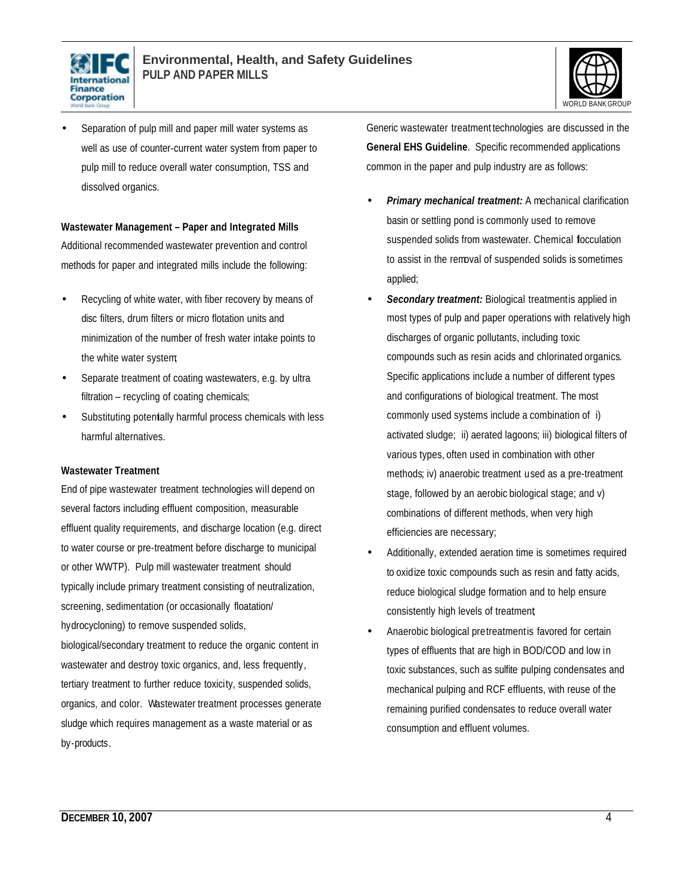- Separation of pulp mill and paper mill water systems as well as use of counter-current water system from paper to pulp mill to reduce overall water consumption, TSS and dissolved organics.

**Wastewater Management – Paper and Integrated Mills**

Additional recommended wastewater prevention and control methods for paper and integrated mills include the following:

- Recycling of white water, with fiber recovery by means of disc filters, drum filters or micro flotation units and minimization of the number of fresh water intake points to the white water system;
- Separate treatment of coating wastewaters, e.g. by ultra filtration – recycling of coating chemicals;
- Substituting potentially harmful process chemicals with less harmful alternatives.

**Wastewater Treatment**

End of pipe wastewater treatment technologies will depend on several factors including effluent composition, measurable effluent quality requirements, and discharge location (e.g. direct to water course or pre-treatment before discharge to municipal or other WWTP). Pulp mill wastewater treatment should typically include primary treatment consisting of neutralization, screening, sedimentation (or occasionally floatation/ hydrocycloning) to remove suspended solids, biological/secondary treatment to reduce the organic content in wastewater and destroy toxic organics, and, less frequently, tertiary treatment to further reduce toxicity, suspended solids, organics, and color. Wastewater treatment processes generate sludge which requires management as a waste material or as by-products.

Generic wastewater treatment technologies are discussed in the **General EHS Guideline**. Specific recommended applications common in the paper and pulp industry are as follows:

- ***Primary mechanical treatment:*** A mechanical clarification basin or settling pond is commonly used to remove suspended solids from wastewater. Chemical flocculation to assist in the removal of suspended solids is sometimes applied;
- ***Secondary treatment:*** Biological treatment is applied in most types of pulp and paper operations with relatively high discharges of organic pollutants, including toxic compounds such as resin acids and chlorinated organics. Specific applications include a number of different types and configurations of biological treatment. The most commonly used systems include a combination of i) activated sludge; ii) aerated lagoons; iii) biological filters of various types, often used in combination with other methods; iv) anaerobic treatment used as a pre-treatment stage, followed by an aerobic biological stage; and v) combinations of different methods, when very high efficiencies are necessary;
- Additionally, extended aeration time is sometimes required to oxidize toxic compounds such as resin and fatty acids, reduce biological sludge formation and to help ensure consistently high levels of treatment;
- Anaerobic biological pretreatment is favored for certain types of effluents that are high in BOD/COD and low in toxic substances, such as sulfite pulping condensates and mechanical pulping and RCF effluents, with reuse of the remaining purified condensates to reduce overall water consumption and effluent volumes.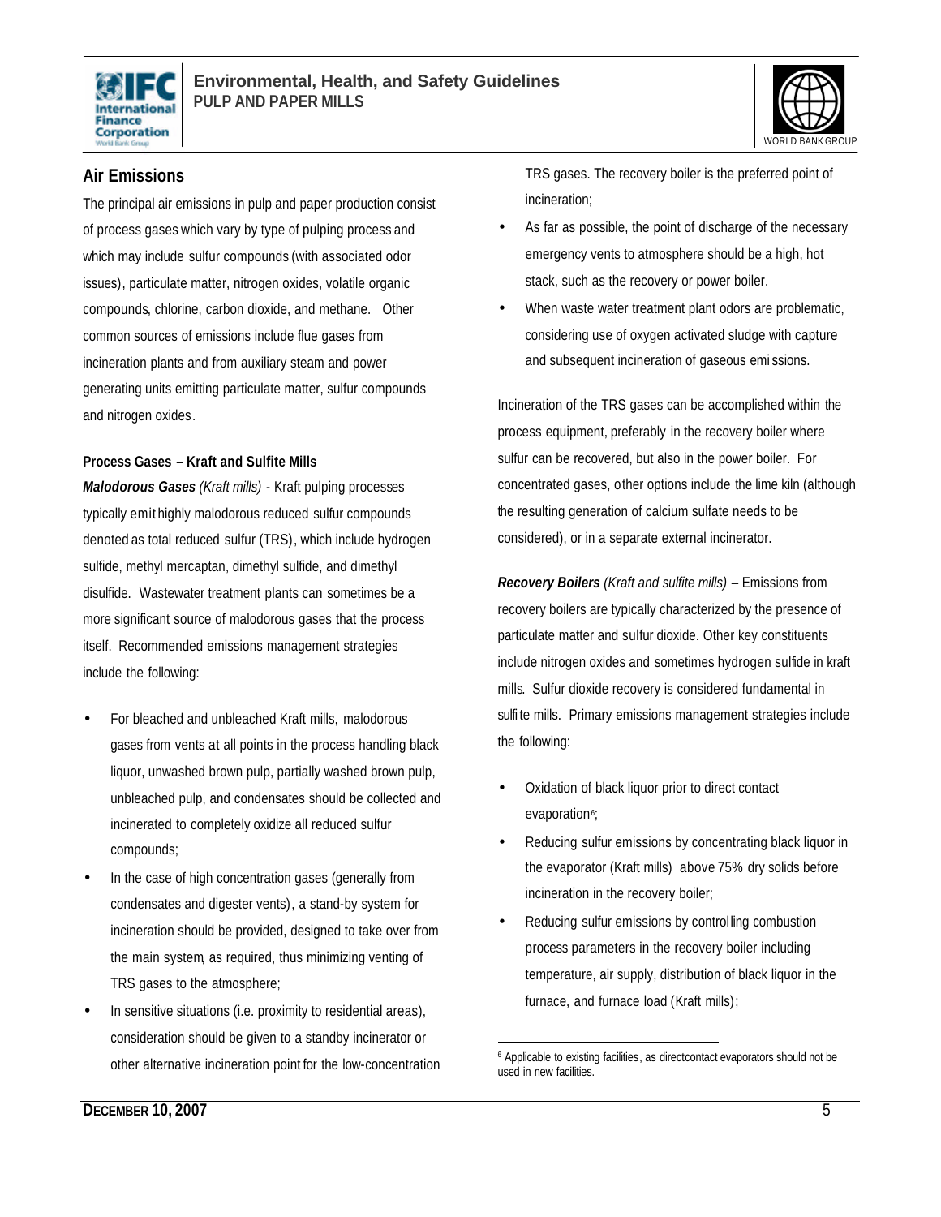## Air Emissions

The principal air emissions in pulp and paper production consist of process gases which vary by type of pulping process and which may include sulfur compounds (with associated odor issues), particulate matter, nitrogen oxides, volatile organic compounds, chlorine, carbon dioxide, and methane. Other common sources of emissions include flue gases from incineration plants and from auxiliary steam and power generating units emitting particulate matter, sulfur compounds and nitrogen oxides.

### Process Gases – Kraft and Sulfite Mills

***Malodorous Gases*** *(Kraft mills)* - Kraft pulping processes typically emit highly malodorous reduced sulfur compounds denoted as total reduced sulfur (TRS), which include hydrogen sulfide, methyl mercaptan, dimethyl sulfide, and dimethyl disulfide. Wastewater treatment plants can sometimes be a more significant source of malodorous gases that the process itself. Recommended emissions management strategies include the following:

- For bleached and unbleached Kraft mills, malodorous gases from vents at all points in the process handling black liquor, unwashed brown pulp, partially washed brown pulp, unbleached pulp, and condensates should be collected and incinerated to completely oxidize all reduced sulfur compounds;
- In the case of high concentration gases (generally from condensates and digester vents), a stand-by system for incineration should be provided, designed to take over from the main system, as required, thus minimizing venting of TRS gases to the atmosphere;
- In sensitive situations (i.e. proximity to residential areas), consideration should be given to a standby incinerator or other alternative incineration point for the low-concentration TRS gases. The recovery boiler is the preferred point of incineration;
- As far as possible, the point of discharge of the necessary emergency vents to atmosphere should be a high, hot stack, such as the recovery or power boiler.
- When waste water treatment plant odors are problematic, considering use of oxygen activated sludge with capture and subsequent incineration of gaseous emissions.

Incineration of the TRS gases can be accomplished within the process equipment, preferably in the recovery boiler where sulfur can be recovered, but also in the power boiler. For concentrated gases, other options include the lime kiln (although the resulting generation of calcium sulfate needs to be considered), or in a separate external incinerator.

***Recovery Boilers*** *(Kraft and sulfite mills)* – Emissions from recovery boilers are typically characterized by the presence of particulate matter and sulfur dioxide. Other key constituents include nitrogen oxides and sometimes hydrogen sulfide in kraft mills. Sulfur dioxide recovery is considered fundamental in sulfite mills. Primary emissions management strategies include the following:

- Oxidation of black liquor prior to direct contact evaporation[6];
- Reducing sulfur emissions by concentrating black liquor in the evaporator (Kraft mills) above 75% dry solids before incineration in the recovery boiler;
- Reducing sulfur emissions by controlling combustion process parameters in the recovery boiler including temperature, air supply, distribution of black liquor in the furnace, and furnace load (Kraft mills);

[6] Applicable to existing facilities, as directcontact evaporators should not be used in new facilities.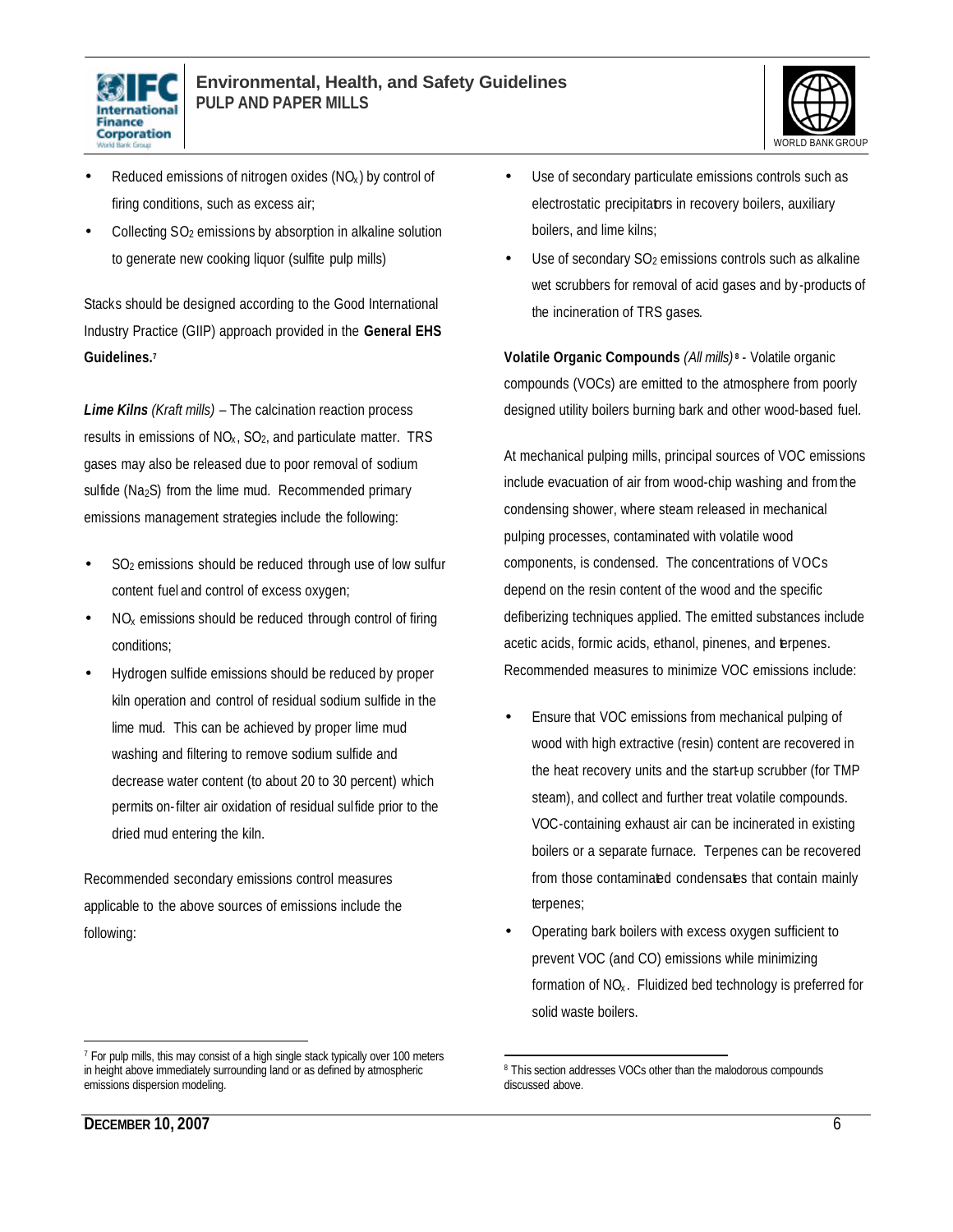- Reduced emissions of nitrogen oxides ($NO_x$) by control of firing conditions, such as excess air;
- Collecting $SO_2$ emissions by absorption in alkaline solution to generate new cooking liquor (sulfite pulp mills)

Stacks should be designed according to the Good International Industry Practice (GIIP) approach provided in the **General EHS Guidelines.**[7]

***Lime Kilns*** *(Kraft mills)* – The calcination reaction process results in emissions of $NO_x$, $SO_2$, and particulate matter. TRS gases may also be released due to poor removal of sodium sulfide ($Na_2S$) from the lime mud. Recommended primary emissions management strategies include the following:

- $SO_2$ emissions should be reduced through use of low sulfur content fuel and control of excess oxygen;
- $NO_x$ emissions should be reduced through control of firing conditions;
- Hydrogen sulfide emissions should be reduced by proper kiln operation and control of residual sodium sulfide in the lime mud. This can be achieved by proper lime mud washing and filtering to remove sodium sulfide and decrease water content (to about 20 to 30 percent) which permits on-filter air oxidation of residual sulfide prior to the dried mud entering the kiln.

Recommended secondary emissions control measures applicable to the above sources of emissions include the following:

- Use of secondary particulate emissions controls such as electrostatic precipitators in recovery boilers, auxiliary boilers, and lime kilns;
- Use of secondary $SO_2$ emissions controls such as alkaline wet scrubbers for removal of acid gases and by-products of the incineration of TRS gases.

**Volatile Organic Compounds** *(All mills)*[8] - Volatile organic compounds (VOCs) are emitted to the atmosphere from poorly designed utility boilers burning bark and other wood-based fuel.

At mechanical pulping mills, principal sources of VOC emissions include evacuation of air from wood-chip washing and from the condensing shower, where steam released in mechanical pulping processes, contaminated with volatile wood components, is condensed. The concentrations of VOCs depend on the resin content of the wood and the specific defiberizing techniques applied. The emitted substances include acetic acids, formic acids, ethanol, pinenes, and terpenes. Recommended measures to minimize VOC emissions include:

- Ensure that VOC emissions from mechanical pulping of wood with high extractive (resin) content are recovered in the heat recovery units and the start-up scrubber (for TMP steam), and collect and further treat volatile compounds. VOC-containing exhaust air can be incinerated in existing boilers or a separate furnace. Terpenes can be recovered from those contaminated condensates that contain mainly terpenes;
- Operating bark boilers with excess oxygen sufficient to prevent VOC (and CO) emissions while minimizing formation of $NO_x$. Fluidized bed technology is preferred for solid waste boilers.

---

[7] For pulp mills, this may consist of a high single stack typically over 100 meters in height above immediately surrounding land or as defined by atmospheric emissions dispersion modeling.

[8] This section addresses VOCs other than the malodorous compounds discussed above.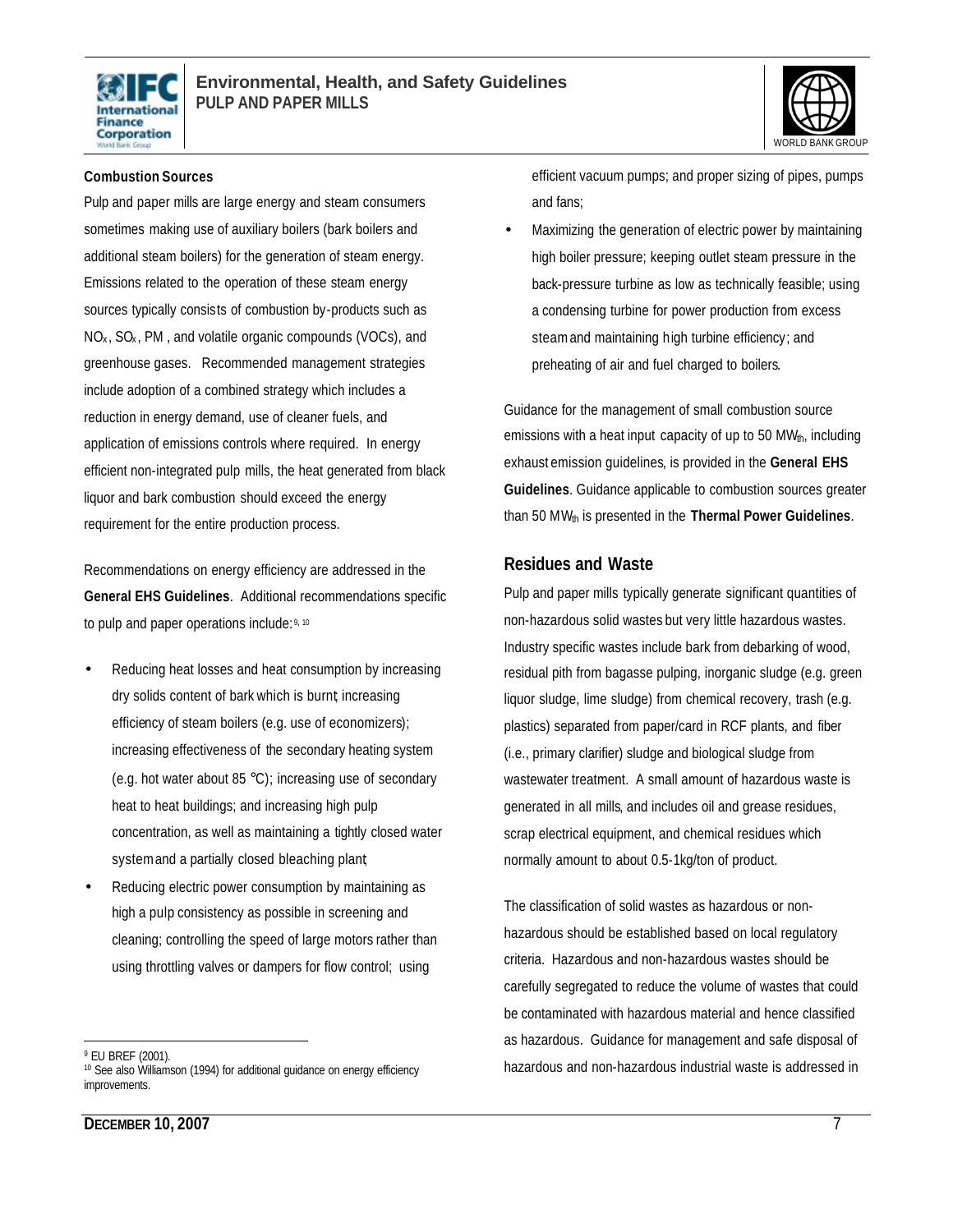### Combustion Sources

Pulp and paper mills are large energy and steam consumers sometimes making use of auxiliary boilers (bark boilers and additional steam boilers) for the generation of steam energy. Emissions related to the operation of these steam energy sources typically consists of combustion by-products such as $NO_x$, $SO_x$, PM , and volatile organic compounds (VOCs), and greenhouse gases. Recommended management strategies include adoption of a combined strategy which includes a reduction in energy demand, use of cleaner fuels, and application of emissions controls where required. In energy efficient non-integrated pulp mills, the heat generated from black liquor and bark combustion should exceed the energy requirement for the entire production process.

Recommendations on energy efficiency are addressed in the **General EHS Guidelines**. Additional recommendations specific to pulp and paper operations include:[9, 10]

- Reducing heat losses and heat consumption by increasing dry solids content of bark which is burnt; increasing efficiency of steam boilers (e.g. use of economizers); increasing effectiveness of the secondary heating system (e.g. hot water about 85 °C); increasing use of secondary heat to heat buildings; and increasing high pulp concentration, as well as maintaining a tightly closed water system and a partially closed bleaching plant;
- Reducing electric power consumption by maintaining as high a pulp consistency as possible in screening and cleaning; controlling the speed of large motors rather than using throttling valves or dampers for flow control; using efficient vacuum pumps; and proper sizing of pipes, pumps and fans;
- Maximizing the generation of electric power by maintaining high boiler pressure; keeping outlet steam pressure in the back-pressure turbine as low as technically feasible; using a condensing turbine for power production from excess steam and maintaining high turbine efficiency; and preheating of air and fuel charged to boilers.

Guidance for the management of small combustion source emissions with a heat input capacity of up to 50 $MW_{th}$, including exhaust emission guidelines, is provided in the **General EHS Guidelines**. Guidance applicable to combustion sources greater than 50 $MW_{th}$ is presented in the **Thermal Power Guidelines**.

## Residues and Waste

Pulp and paper mills typically generate significant quantities of non-hazardous solid wastes but very little hazardous wastes. Industry specific wastes include bark from debarking of wood, residual pith from bagasse pulping, inorganic sludge (e.g. green liquor sludge, lime sludge) from chemical recovery, trash (e.g. plastics) separated from paper/card in RCF plants, and fiber (i.e., primary clarifier) sludge and biological sludge from wastewater treatment. A small amount of hazardous waste is generated in all mills, and includes oil and grease residues, scrap electrical equipment, and chemical residues which normally amount to about 0.5-1kg/ton of product.

The classification of solid wastes as hazardous or non-hazardous should be established based on local regulatory criteria. Hazardous and non-hazardous wastes should be carefully segregated to reduce the volume of wastes that could be contaminated with hazardous material and hence classified as hazardous. Guidance for management and safe disposal of hazardous and non-hazardous industrial waste is addressed in

[9] EU BREF (2001).

[10] See also Williamson (1994) for additional guidance on energy efficiency improvements.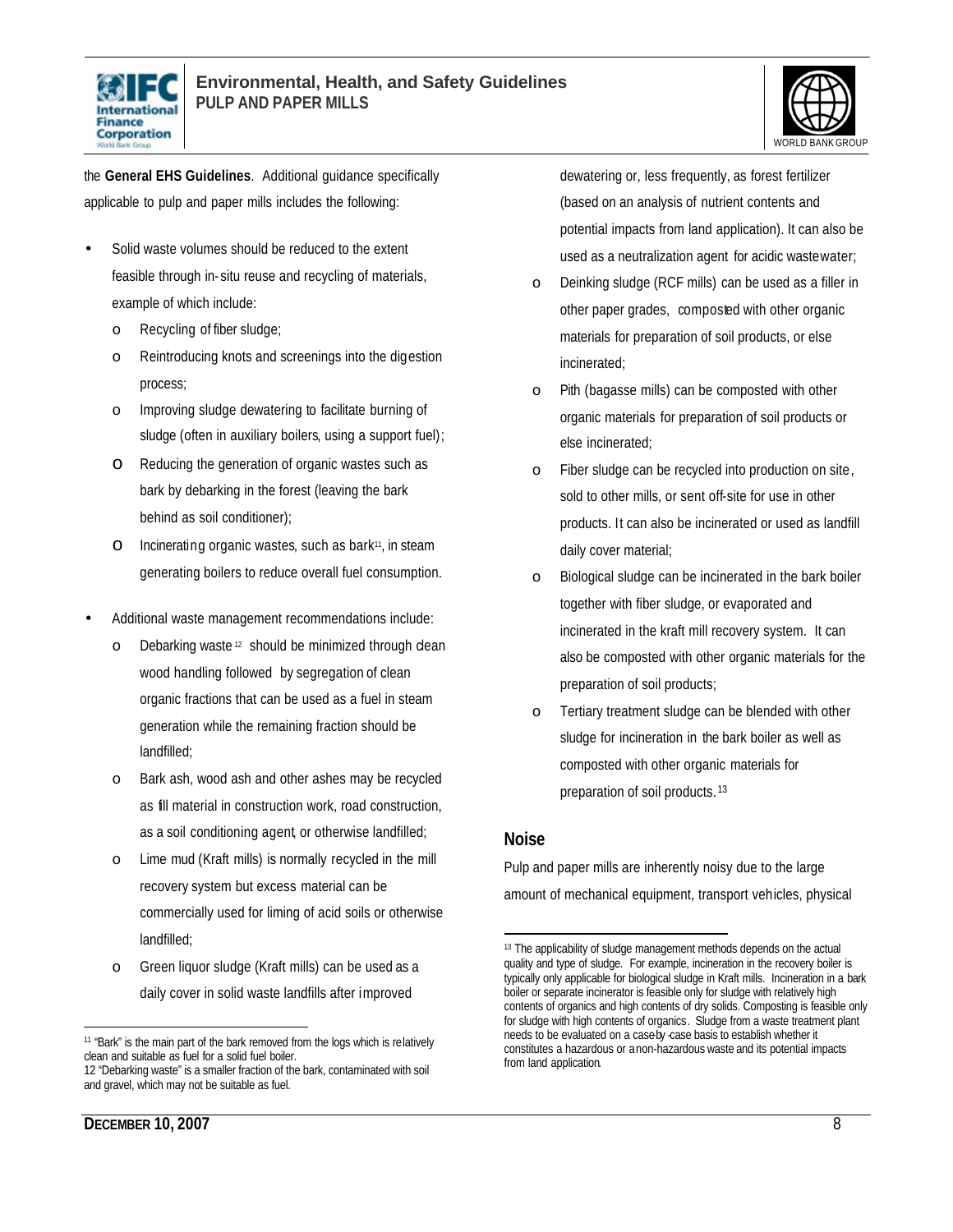the **General EHS Guidelines**. Additional guidance specifically applicable to pulp and paper mills includes the following:

- Solid waste volumes should be reduced to the extent feasible through in-situ reuse and recycling of materials, example of which include:
  - Recycling of fiber sludge;
  - Reintroducing knots and screenings into the digestion process;
  - Improving sludge dewatering to facilitate burning of sludge (often in auxiliary boilers, using a support fuel);
  - Reducing the generation of organic wastes such as bark by debarking in the forest (leaving the bark behind as soil conditioner);
  - Incinerating organic wastes, such as bark[11], in steam generating boilers to reduce overall fuel consumption.
- Additional waste management recommendations include:
  - Debarking waste[12] should be minimized through clean wood handling followed by segregation of clean organic fractions that can be used as a fuel in steam generation while the remaining fraction should be landfilled;
  - Bark ash, wood ash and other ashes may be recycled as fill material in construction work, road construction, as a soil conditioning agent, or otherwise landfilled;
  - Lime mud (Kraft mills) is normally recycled in the mill recovery system but excess material can be commercially used for liming of acid soils or otherwise landfilled;
  - Green liquor sludge (Kraft mills) can be used as a daily cover in solid waste landfills after improved dewatering or, less frequently, as forest fertilizer (based on an analysis of nutrient contents and potential impacts from land application). It can also be used as a neutralization agent for acidic wastewater;
  - Deinking sludge (RCF mills) can be used as a filler in other paper grades, composted with other organic materials for preparation of soil products, or else incinerated;
  - Pith (bagasse mills) can be composted with other organic materials for preparation of soil products or else incinerated;
  - Fiber sludge can be recycled into production on site, sold to other mills, or sent off-site for use in other products. It can also be incinerated or used as landfill daily cover material;
  - Biological sludge can be incinerated in the bark boiler together with fiber sludge, or evaporated and incinerated in the kraft mill recovery system. It can also be composted with other organic materials for the preparation of soil products;
  - Tertiary treatment sludge can be blended with other sludge for incineration in the bark boiler as well as composted with other organic materials for preparation of soil products.[13]

## Noise

Pulp and paper mills are inherently noisy due to the large amount of mechanical equipment, transport vehicles, physical

---

[11] "Bark" is the main part of the bark removed from the logs which is relatively clean and suitable as fuel for a solid fuel boiler.

[12] "Debarking waste" is a smaller fraction of the bark, contaminated with soil and gravel, which may not be suitable as fuel.

[13] The applicability of sludge management methods depends on the actual quality and type of sludge. For example, incineration in the recovery boiler is typically only applicable for biological sludge in Kraft mills. Incineration in a bark boiler or separate incinerator is feasible only for sludge with relatively high contents of organics and high contents of dry solids. Composting is feasible only for sludge with high contents of organics. Sludge from a waste treatment plant needs to be evaluated on a case-by-case basis to establish whether it constitutes a hazardous or a non-hazardous waste and its potential impacts from land application.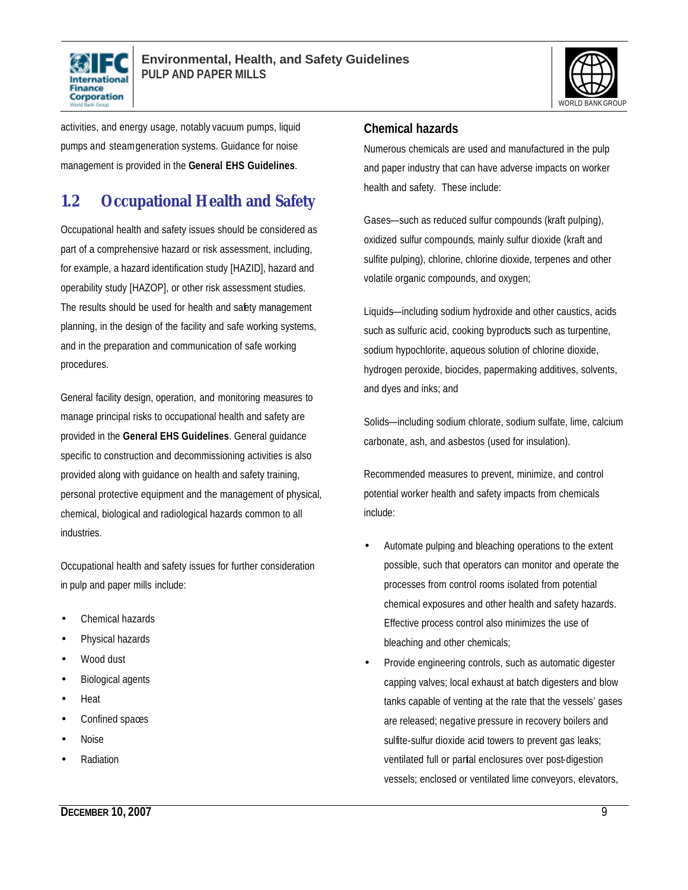activities, and energy usage, notably vacuum pumps, liquid pumps and steam generation systems. Guidance for noise management is provided in the **General EHS Guidelines**.

## 1.2 Occupational Health and Safety

Occupational health and safety issues should be considered as part of a comprehensive hazard or risk assessment, including, for example, a hazard identification study [HAZID], hazard and operability study [HAZOP], or other risk assessment studies. The results should be used for health and safety management planning, in the design of the facility and safe working systems, and in the preparation and communication of safe working procedures.

General facility design, operation, and monitoring measures to manage principal risks to occupational health and safety are provided in the **General EHS Guidelines**. General guidance specific to construction and decommissioning activities is also provided along with guidance on health and safety training, personal protective equipment and the management of physical, chemical, biological and radiological hazards common to all industries.

Occupational health and safety issues for further consideration in pulp and paper mills include:

- Chemical hazards
- Physical hazards
- Wood dust
- Biological agents
- Heat
- Confined spaces
- Noise
- Radiation

### Chemical hazards

Numerous chemicals are used and manufactured in the pulp and paper industry that can have adverse impacts on worker health and safety. These include:

Gases—such as reduced sulfur compounds (kraft pulping), oxidized sulfur compounds, mainly sulfur dioxide (kraft and sulfite pulping), chlorine, chlorine dioxide, terpenes and other volatile organic compounds, and oxygen;

Liquids—including sodium hydroxide and other caustics, acids such as sulfuric acid, cooking byproducts such as turpentine, sodium hypochlorite, aqueous solution of chlorine dioxide, hydrogen peroxide, biocides, papermaking additives, solvents, and dyes and inks; and

Solids—including sodium chlorate, sodium sulfate, lime, calcium carbonate, ash, and asbestos (used for insulation).

Recommended measures to prevent, minimize, and control potential worker health and safety impacts from chemicals include:

- Automate pulping and bleaching operations to the extent possible, such that operators can monitor and operate the processes from control rooms isolated from potential chemical exposures and other health and safety hazards. Effective process control also minimizes the use of bleaching and other chemicals;
- Provide engineering controls, such as automatic digester capping valves; local exhaust at batch digesters and blow tanks capable of venting at the rate that the vessels' gases are released; negative pressure in recovery boilers and sulfite-sulfur dioxide acid towers to prevent gas leaks; ventilated full or partial enclosures over post-digestion vessels; enclosed or ventilated lime conveyors, elevators,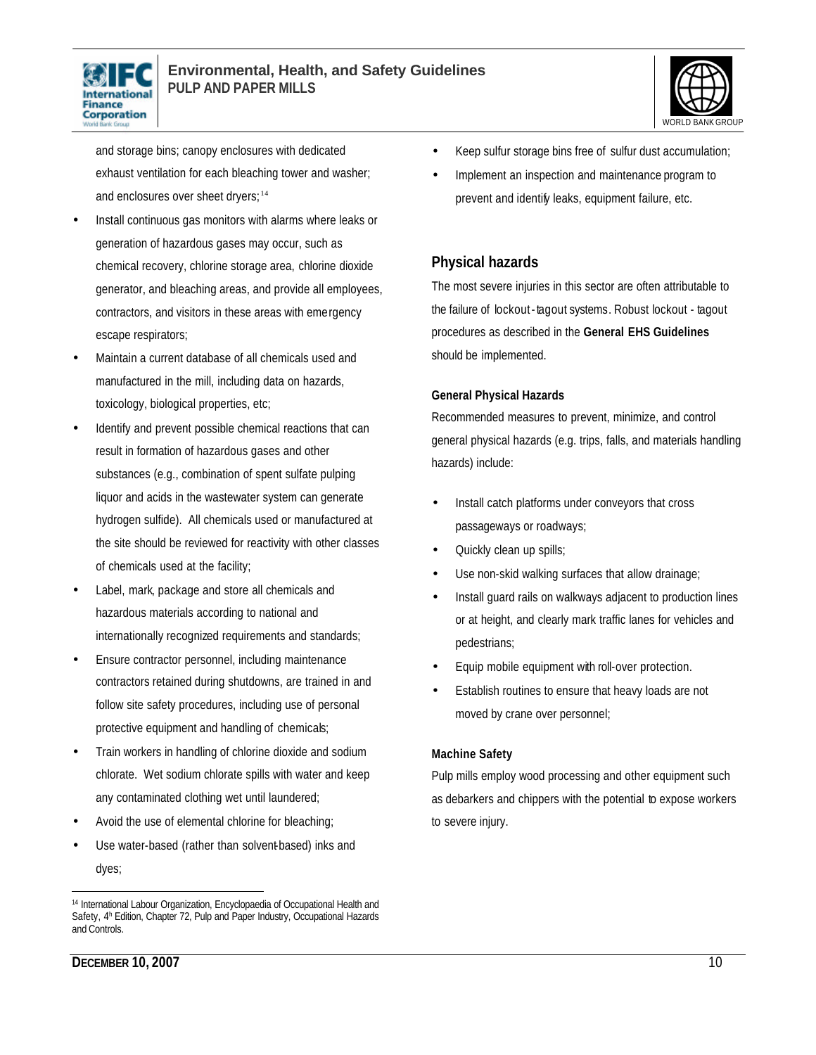and storage bins; canopy enclosures with dedicated exhaust ventilation for each bleaching tower and washer; and enclosures over sheet dryers;[14]

- Install continuous gas monitors with alarms where leaks or generation of hazardous gases may occur, such as chemical recovery, chlorine storage area, chlorine dioxide generator, and bleaching areas, and provide all employees, contractors, and visitors in these areas with emergency escape respirators;
- Maintain a current database of all chemicals used and manufactured in the mill, including data on hazards, toxicology, biological properties, etc;
- Identify and prevent possible chemical reactions that can result in formation of hazardous gases and other substances (e.g., combination of spent sulfate pulping liquor and acids in the wastewater system can generate hydrogen sulfide). All chemicals used or manufactured at the site should be reviewed for reactivity with other classes of chemicals used at the facility;
- Label, mark, package and store all chemicals and hazardous materials according to national and internationally recognized requirements and standards;
- Ensure contractor personnel, including maintenance contractors retained during shutdowns, are trained in and follow site safety procedures, including use of personal protective equipment and handling of chemicals;
- Train workers in handling of chlorine dioxide and sodium chlorate. Wet sodium chlorate spills with water and keep any contaminated clothing wet until laundered;
- Avoid the use of elemental chlorine for bleaching;
- Use water-based (rather than solvent-based) inks and dyes;
- Keep sulfur storage bins free of sulfur dust accumulation;
- Implement an inspection and maintenance program to prevent and identify leaks, equipment failure, etc.

## Physical hazards

The most severe injuries in this sector are often attributable to the failure of lockout-tagout systems. Robust lockout - tagout procedures as described in the **General EHS Guidelines** should be implemented.

### General Physical Hazards

Recommended measures to prevent, minimize, and control general physical hazards (e.g. trips, falls, and materials handling hazards) include:

- Install catch platforms under conveyors that cross passageways or roadways;
- Quickly clean up spills;
- Use non-skid walking surfaces that allow drainage;
- Install guard rails on walkways adjacent to production lines or at height, and clearly mark traffic lanes for vehicles and pedestrians;
- Equip mobile equipment with roll-over protection.
- Establish routines to ensure that heavy loads are not moved by crane over personnel;

### Machine Safety

Pulp mills employ wood processing and other equipment such as debarkers and chippers with the potential to expose workers to severe injury.

---

[14] International Labour Organization, Encyclopaedia of Occupational Health and Safety, 4th Edition, Chapter 72, Pulp and Paper Industry, Occupational Hazards and Controls.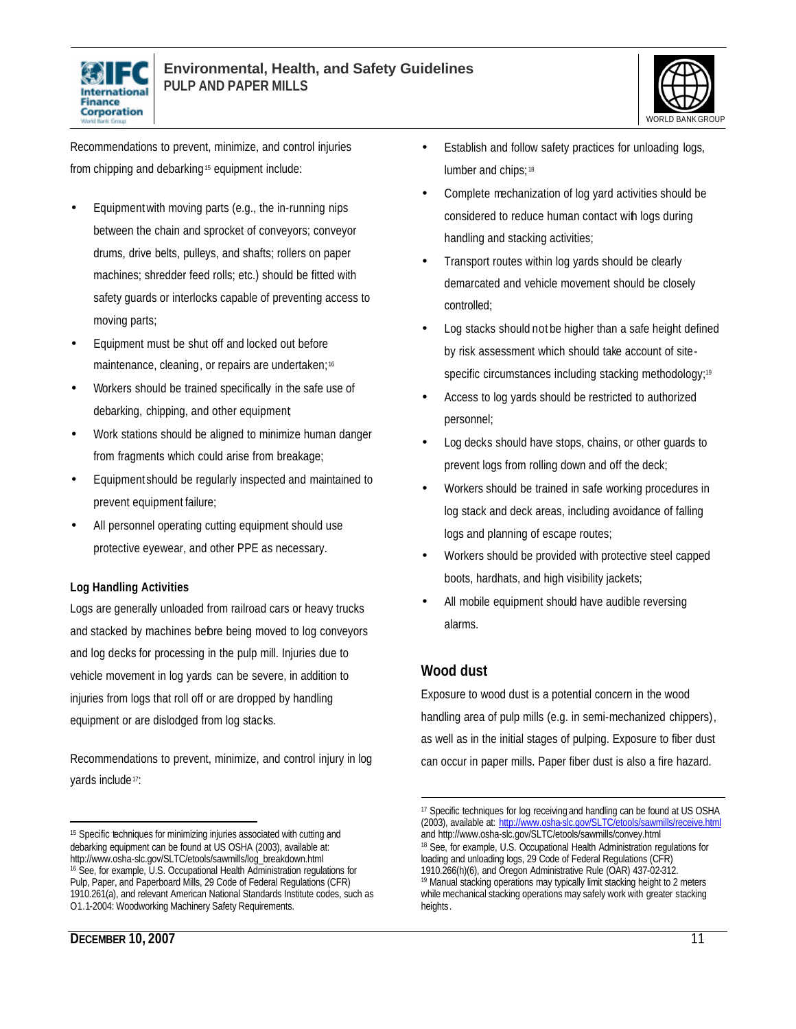Recommendations to prevent, minimize, and control injuries from chipping and debarking[15] equipment include:

- Equipment with moving parts (e.g., the in-running nips between the chain and sprocket of conveyors; conveyor drums, drive belts, pulleys, and shafts; rollers on paper machines; shredder feed rolls; etc.) should be fitted with safety guards or interlocks capable of preventing access to moving parts;
- Equipment must be shut off and locked out before maintenance, cleaning, or repairs are undertaken;[16]
- Workers should be trained specifically in the safe use of debarking, chipping, and other equipment;
- Work stations should be aligned to minimize human danger from fragments which could arise from breakage;
- Equipment should be regularly inspected and maintained to prevent equipment failure;
- All personnel operating cutting equipment should use protective eyewear, and other PPE as necessary.

**Log Handling Activities**

Logs are generally unloaded from railroad cars or heavy trucks and stacked by machines before being moved to log conveyors and log decks for processing in the pulp mill. Injuries due to vehicle movement in log yards can be severe, in addition to injuries from logs that roll off or are dropped by handling equipment or are dislodged from log stacks.

Recommendations to prevent, minimize, and control injury in log yards include[17]:

- Establish and follow safety practices for unloading logs, lumber and chips;[18]
- Complete mechanization of log yard activities should be considered to reduce human contact with logs during handling and stacking activities;
- Transport routes within log yards should be clearly demarcated and vehicle movement should be closely controlled;
- Log stacks should not be higher than a safe height defined by risk assessment which should take account of site-specific circumstances including stacking methodology;[19]
- Access to log yards should be restricted to authorized personnel;
- Log decks should have stops, chains, or other guards to prevent logs from rolling down and off the deck;
- Workers should be trained in safe working procedures in log stack and deck areas, including avoidance of falling logs and planning of escape routes;
- Workers should be provided with protective steel capped boots, hardhats, and high visibility jackets;
- All mobile equipment should have audible reversing alarms.

## Wood dust

Exposure to wood dust is a potential concern in the wood handling area of pulp mills (e.g. in semi-mechanized chippers), as well as in the initial stages of pulping. Exposure to fiber dust can occur in paper mills. Paper fiber dust is also a fire hazard.

---

[15] Specific techniques for minimizing injuries associated with cutting and debarking equipment can be found at US OSHA (2003), available at: http://www.osha-slc.gov/SLTC/etools/sawmills/log_breakdown.html

[16] See, for example, U.S. Occupational Health Administration regulations for Pulp, Paper, and Paperboard Mills, 29 Code of Federal Regulations (CFR) 1910.261(a), and relevant American National Standards Institute codes, such as O1.1-2004: Woodworking Machinery Safety Requirements.

[17] Specific techniques for log receiving and handling can be found at US OSHA (2003), available at: http://www.osha-slc.gov/SLTC/etools/sawmills/receive.html and http://www.osha-slc.gov/SLTC/etools/sawmills/convey.html

[18] See, for example, U.S. Occupational Health Administration regulations for loading and unloading logs, 29 Code of Federal Regulations (CFR) 1910.266(h)(6), and Oregon Administrative Rule (OAR) 437-02-312.

[19] Manual stacking operations may typically limit stacking height to 2 meters while mechanical stacking operations may safely work with greater stacking heights.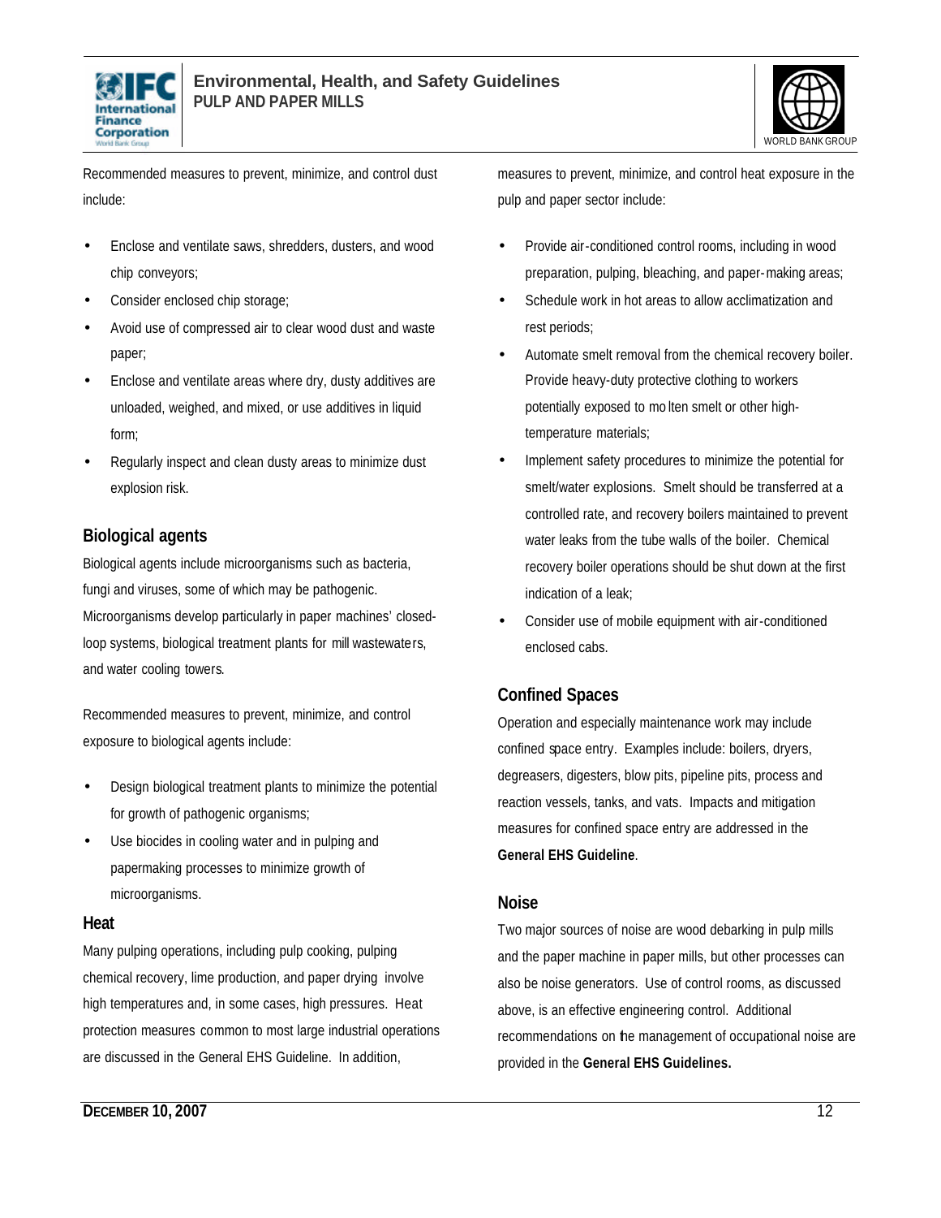Recommended measures to prevent, minimize, and control dust include:

- Enclose and ventilate saws, shredders, dusters, and wood chip conveyors;
- Consider enclosed chip storage;
- Avoid use of compressed air to clear wood dust and waste paper;
- Enclose and ventilate areas where dry, dusty additives are unloaded, weighed, and mixed, or use additives in liquid form;
- Regularly inspect and clean dusty areas to minimize dust explosion risk.

### Biological agents

Biological agents include microorganisms such as bacteria, fungi and viruses, some of which may be pathogenic. Microorganisms develop particularly in paper machines' closed-loop systems, biological treatment plants for mill wastewaters, and water cooling towers.

Recommended measures to prevent, minimize, and control exposure to biological agents include:

- Design biological treatment plants to minimize the potential for growth of pathogenic organisms;
- Use biocides in cooling water and in pulping and papermaking processes to minimize growth of microorganisms.

### Heat

Many pulping operations, including pulp cooking, pulping chemical recovery, lime production, and paper drying involve high temperatures and, in some cases, high pressures. Heat protection measures common to most large industrial operations are discussed in the General EHS Guideline. In addition, measures to prevent, minimize, and control heat exposure in the pulp and paper sector include:

- Provide air-conditioned control rooms, including in wood preparation, pulping, bleaching, and paper-making areas;
- Schedule work in hot areas to allow acclimatization and rest periods;
- Automate smelt removal from the chemical recovery boiler. Provide heavy-duty protective clothing to workers potentially exposed to molten smelt or other high-temperature materials;
- Implement safety procedures to minimize the potential for smelt/water explosions. Smelt should be transferred at a controlled rate, and recovery boilers maintained to prevent water leaks from the tube walls of the boiler. Chemical recovery boiler operations should be shut down at the first indication of a leak;
- Consider use of mobile equipment with air-conditioned enclosed cabs.

### Confined Spaces

Operation and especially maintenance work may include confined space entry. Examples include: boilers, dryers, degreasers, digesters, blow pits, pipeline pits, process and reaction vessels, tanks, and vats. Impacts and mitigation measures for confined space entry are addressed in the **General EHS Guideline**.

### Noise

Two major sources of noise are wood debarking in pulp mills and the paper machine in paper mills, but other processes can also be noise generators. Use of control rooms, as discussed above, is an effective engineering control. Additional recommendations on the management of occupational noise are provided in the **General EHS Guidelines.**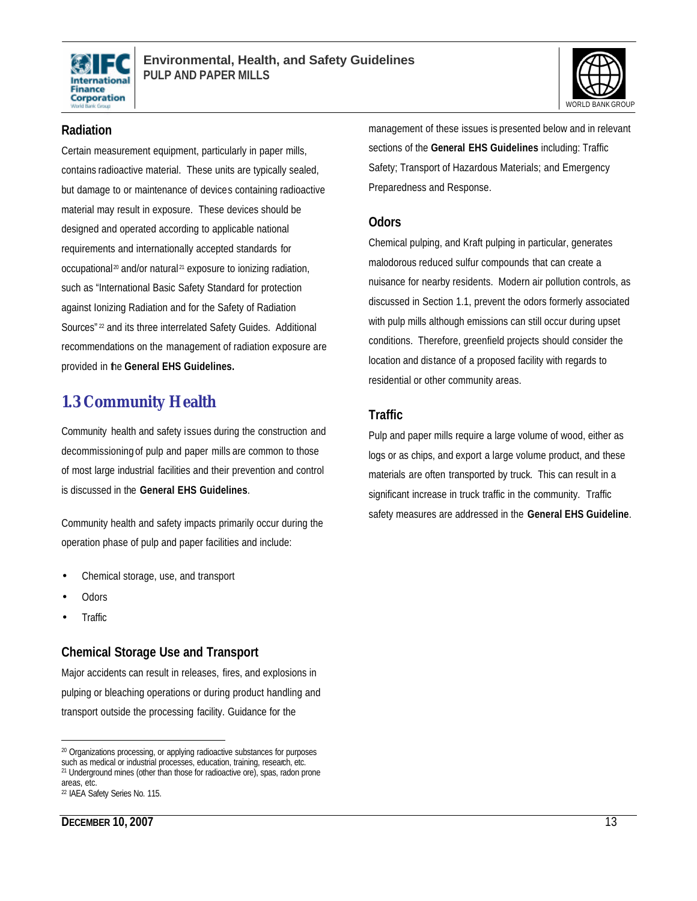### Radiation

Certain measurement equipment, particularly in paper mills, contains radioactive material. These units are typically sealed, but damage to or maintenance of devices containing radioactive material may result in exposure. These devices should be designed and operated according to applicable national requirements and internationally accepted standards for occupational[20] and/or natural[21] exposure to ionizing radiation, such as "International Basic Safety Standard for protection against Ionizing Radiation and for the Safety of Radiation Sources"[22] and its three interrelated Safety Guides. Additional recommendations on the management of radiation exposure are provided in the **General EHS Guidelines.**

## 1.3 Community Health

Community health and safety issues during the construction and decommissioning of pulp and paper mills are common to those of most large industrial facilities and their prevention and control is discussed in the **General EHS Guidelines**.

Community health and safety impacts primarily occur during the operation phase of pulp and paper facilities and include:

- Chemical storage, use, and transport
- Odors
- Traffic

### Chemical Storage Use and Transport

Major accidents can result in releases, fires, and explosions in pulping or bleaching operations or during product handling and transport outside the processing facility. Guidance for the management of these issues is presented below and in relevant sections of the **General EHS Guidelines** including: Traffic Safety; Transport of Hazardous Materials; and Emergency Preparedness and Response.

### Odors

Chemical pulping, and Kraft pulping in particular, generates malodorous reduced sulfur compounds that can create a nuisance for nearby residents. Modern air pollution controls, as discussed in Section 1.1, prevent the odors formerly associated with pulp mills although emissions can still occur during upset conditions. Therefore, greenfield projects should consider the location and distance of a proposed facility with regards to residential or other community areas.

### Traffic

Pulp and paper mills require a large volume of wood, either as logs or as chips, and export a large volume product, and these materials are often transported by truck. This can result in a significant increase in truck traffic in the community. Traffic safety measures are addressed in the **General EHS Guideline**.

---

[20] Organizations processing, or applying radioactive substances for purposes such as medical or industrial processes, education, training, research, etc.

[21] Underground mines (other than those for radioactive ore), spas, radon prone areas, etc.

[22] IAEA Safety Series No. 115.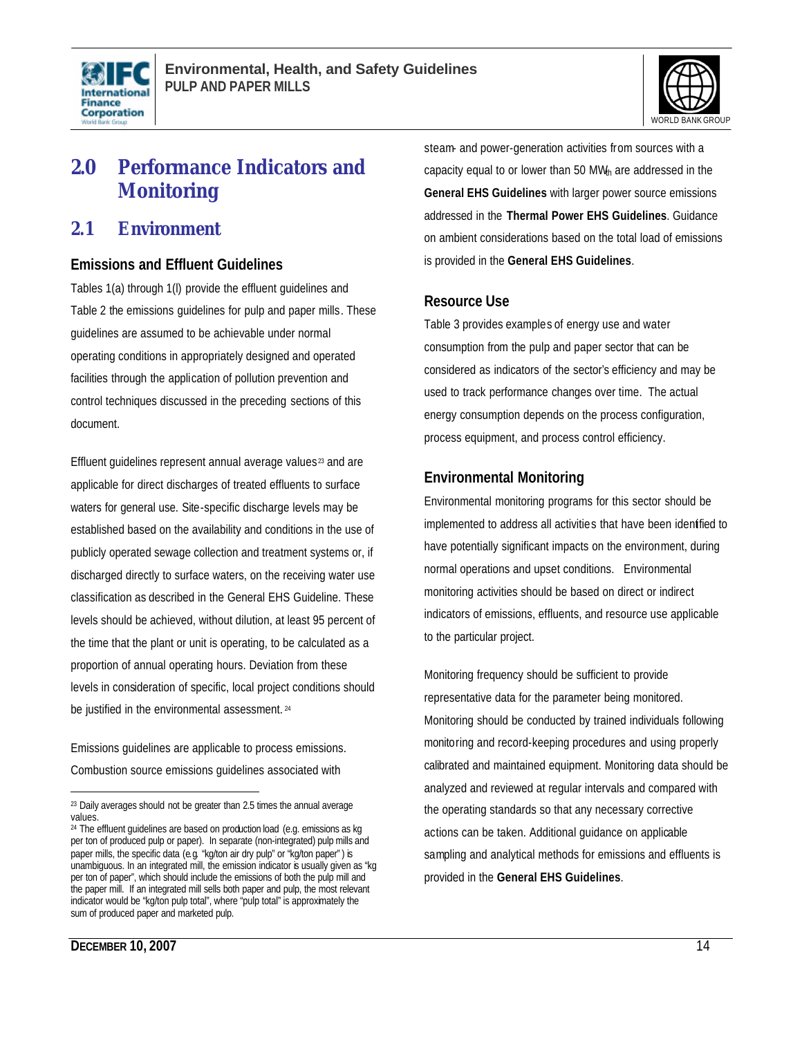# 2.0 Performance Indicators and Monitoring

## 2.1 Environment

### Emissions and Effluent Guidelines

Tables 1(a) through 1(l) provide the effluent guidelines and Table 2 the emissions guidelines for pulp and paper mills. These guidelines are assumed to be achievable under normal operating conditions in appropriately designed and operated facilities through the application of pollution prevention and control techniques discussed in the preceding sections of this document.

Effluent guidelines represent annual average values[23] and are applicable for direct discharges of treated effluents to surface waters for general use. Site-specific discharge levels may be established based on the availability and conditions in the use of publicly operated sewage collection and treatment systems or, if discharged directly to surface waters, on the receiving water use classification as described in the General EHS Guideline. These levels should be achieved, without dilution, at least 95 percent of the time that the plant or unit is operating, to be calculated as a proportion of annual operating hours. Deviation from these levels in consideration of specific, local project conditions should be justified in the environmental assessment.[24]

Emissions guidelines are applicable to process emissions. Combustion source emissions guidelines associated with steam- and power-generation activities from sources with a capacity equal to or lower than 50 $MW_{th}$ are addressed in the **General EHS Guidelines** with larger power source emissions addressed in the **Thermal Power EHS Guidelines**. Guidance on ambient considerations based on the total load of emissions is provided in the **General EHS Guidelines**.

### Resource Use

Table 3 provides examples of energy use and water consumption from the pulp and paper sector that can be considered as indicators of the sector's efficiency and may be used to track performance changes over time. The actual energy consumption depends on the process configuration, process equipment, and process control efficiency.

### Environmental Monitoring

Environmental monitoring programs for this sector should be implemented to address all activities that have been identified to have potentially significant impacts on the environment, during normal operations and upset conditions. Environmental monitoring activities should be based on direct or indirect indicators of emissions, effluents, and resource use applicable to the particular project.

Monitoring frequency should be sufficient to provide representative data for the parameter being monitored. Monitoring should be conducted by trained individuals following monitoring and record-keeping procedures and using properly calibrated and maintained equipment. Monitoring data should be analyzed and reviewed at regular intervals and compared with the operating standards so that any necessary corrective actions can be taken. Additional guidance on applicable sampling and analytical methods for emissions and effluents is provided in the **General EHS Guidelines**.

---

[23] Daily averages should not be greater than 2.5 times the annual average values.

[24] The effluent guidelines are based on production load (e.g. emissions as kg per ton of produced pulp or paper). In separate (non-integrated) pulp mills and paper mills, the specific data (e.g. "kg/ton air dry pulp" or "kg/ton paper") is unambiguous. In an integrated mill, the emission indicator is usually given as "kg per ton of paper", which should include the emissions of both the pulp mill and the paper mill. If an integrated mill sells both paper and pulp, the most relevant indicator would be "kg/ton pulp total", where "pulp total" is approximately the sum of produced paper and marketed pulp.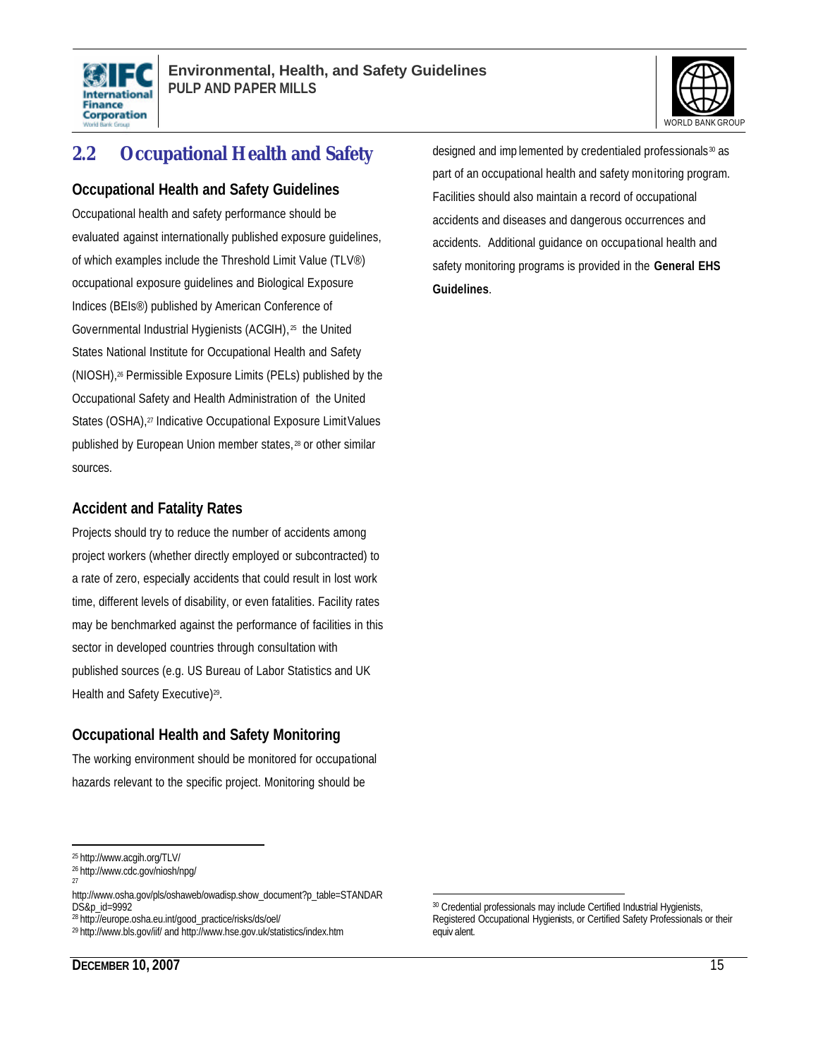## 2.2 Occupational Health and Safety

### Occupational Health and Safety Guidelines

Occupational health and safety performance should be evaluated against internationally published exposure guidelines, of which examples include the Threshold Limit Value (TLV®) occupational exposure guidelines and Biological Exposure Indices (BEIs®) published by American Conference of Governmental Industrial Hygienists (ACGIH),[25] the United States National Institute for Occupational Health and Safety (NIOSH),[26] Permissible Exposure Limits (PELs) published by the Occupational Safety and Health Administration of the United States (OSHA),[27] Indicative Occupational Exposure Limit Values published by European Union member states,[28] or other similar sources.

### Accident and Fatality Rates

Projects should try to reduce the number of accidents among project workers (whether directly employed or subcontracted) to a rate of zero, especially accidents that could result in lost work time, different levels of disability, or even fatalities. Facility rates may be benchmarked against the performance of facilities in this sector in developed countries through consultation with published sources (e.g. US Bureau of Labor Statistics and UK Health and Safety Executive)[29].

### Occupational Health and Safety Monitoring

The working environment should be monitored for occupational hazards relevant to the specific project. Monitoring should be designed and implemented by credentialed professionals[30] as part of an occupational health and safety monitoring program. Facilities should also maintain a record of occupational accidents and diseases and dangerous occurrences and accidents. Additional guidance on occupational health and safety monitoring programs is provided in the **General EHS Guidelines**.

---

[25] http://www.acgih.org/TLV/

[26] http://www.cdc.gov/niosh/npg/

[27] http://www.osha.gov/pls/oshaweb/owadisp.show_document?p_table=STANDARDS&p_id=9992

[28] http://europe.osha.eu.int/good_practice/risks/ds/oel/

[29] http://www.bls.gov/iif/ and http://www.hse.gov.uk/statistics/index.htm

[30] Credential professionals may include Certified Industrial Hygienists, Registered Occupational Hygienists, or Certified Safety Professionals or their equivalent.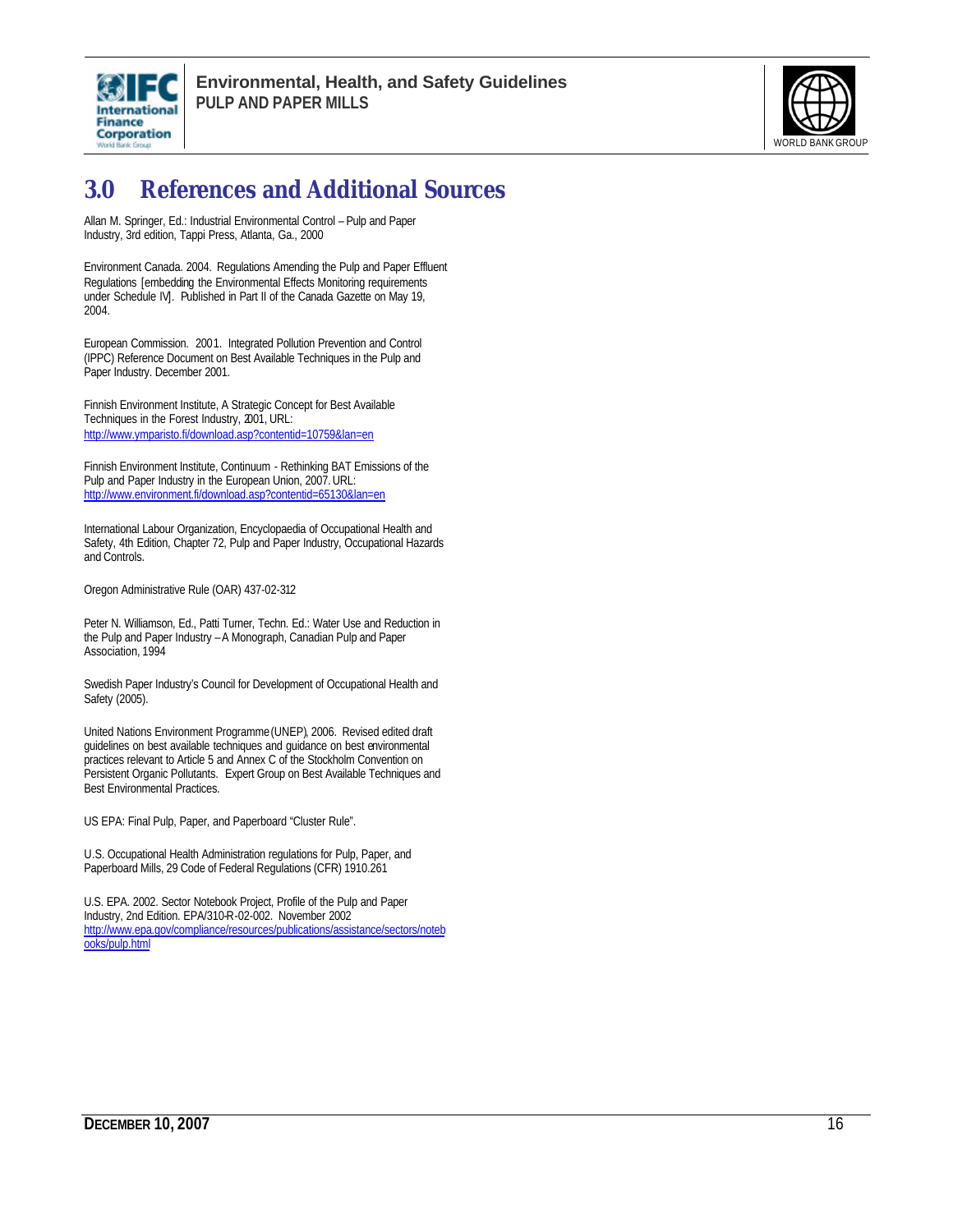# 3.0 References and Additional Sources

Allan M. Springer, Ed.: Industrial Environmental Control – Pulp and Paper Industry, 3rd edition, Tappi Press, Atlanta, Ga., 2000

Environment Canada. 2004. Regulations Amending the Pulp and Paper Effluent Regulations [embedding the Environmental Effects Monitoring requirements under Schedule IV]. Published in Part II of the Canada Gazette on May 19, 2004.

European Commission. 2001. Integrated Pollution Prevention and Control (IPPC) Reference Document on Best Available Techniques in the Pulp and Paper Industry. December 2001.

Finnish Environment Institute, A Strategic Concept for Best Available Techniques in the Forest Industry, 2001, URL: http://www.ymparisto.fi/download.asp?contentid=10759&lan=en

Finnish Environment Institute, Continuum - Rethinking BAT Emissions of the Pulp and Paper Industry in the European Union, 2007. URL: http://www.environment.fi/download.asp?contentid=65130&lan=en

International Labour Organization, Encyclopaedia of Occupational Health and Safety, 4th Edition, Chapter 72, Pulp and Paper Industry, Occupational Hazards and Controls.

Oregon Administrative Rule (OAR) 437-02-312

Peter N. Williamson, Ed., Patti Turner, Techn. Ed.: Water Use and Reduction in the Pulp and Paper Industry – A Monograph, Canadian Pulp and Paper Association, 1994

Swedish Paper Industry's Council for Development of Occupational Health and Safety (2005).

United Nations Environment Programme (UNEP), 2006. Revised edited draft guidelines on best available techniques and guidance on best environmental practices relevant to Article 5 and Annex C of the Stockholm Convention on Persistent Organic Pollutants. Expert Group on Best Available Techniques and Best Environmental Practices.

US EPA: Final Pulp, Paper, and Paperboard "Cluster Rule".

U.S. Occupational Health Administration regulations for Pulp, Paper, and Paperboard Mills, 29 Code of Federal Regulations (CFR) 1910.261

U.S. EPA. 2002. Sector Notebook Project, Profile of the Pulp and Paper Industry, 2nd Edition. EPA/310-R-02-002. November 2002 http://www.epa.gov/compliance/resources/publications/assistance/sectors/notebooks/pulp.html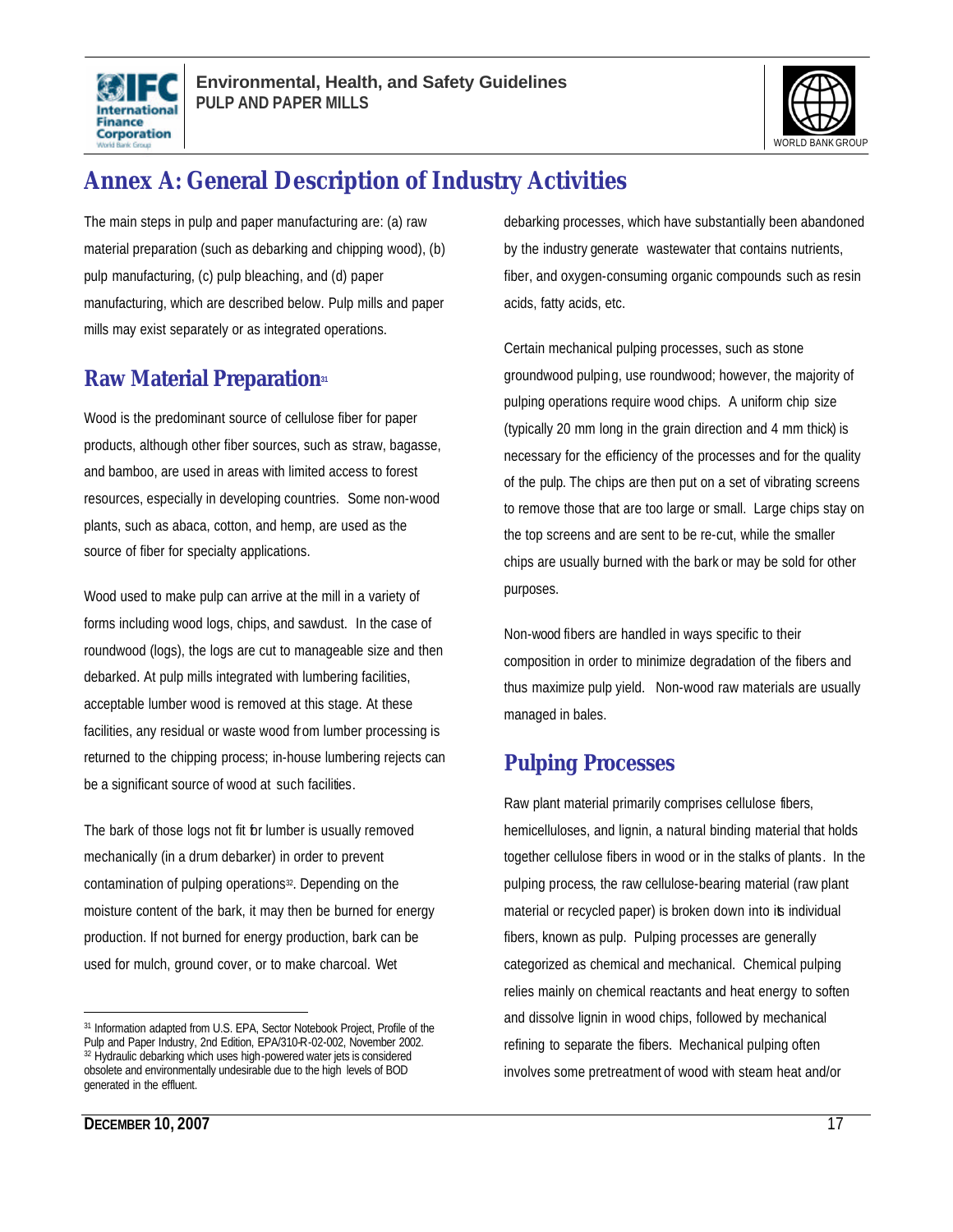# Annex A: General Description of Industry Activities

The main steps in pulp and paper manufacturing are: (a) raw material preparation (such as debarking and chipping wood), (b) pulp manufacturing, (c) pulp bleaching, and (d) paper manufacturing, which are described below. Pulp mills and paper mills may exist separately or as integrated operations.

## Raw Material Preparation[31]

Wood is the predominant source of cellulose fiber for paper products, although other fiber sources, such as straw, bagasse, and bamboo, are used in areas with limited access to forest resources, especially in developing countries. Some non-wood plants, such as abaca, cotton, and hemp, are used as the source of fiber for specialty applications.

Wood used to make pulp can arrive at the mill in a variety of forms including wood logs, chips, and sawdust. In the case of roundwood (logs), the logs are cut to manageable size and then debarked. At pulp mills integrated with lumbering facilities, acceptable lumber wood is removed at this stage. At these facilities, any residual or waste wood from lumber processing is returned to the chipping process; in-house lumbering rejects can be a significant source of wood at such facilities.

The bark of those logs not fit for lumber is usually removed mechanically (in a drum debarker) in order to prevent contamination of pulping operations[32]. Depending on the moisture content of the bark, it may then be burned for energy production. If not burned for energy production, bark can be used for mulch, ground cover, or to make charcoal. Wet debarking processes, which have substantially been abandoned by the industry generate wastewater that contains nutrients, fiber, and oxygen-consuming organic compounds such as resin acids, fatty acids, etc.

Certain mechanical pulping processes, such as stone groundwood pulping, use roundwood; however, the majority of pulping operations require wood chips. A uniform chip size (typically 20 mm long in the grain direction and 4 mm thick) is necessary for the efficiency of the processes and for the quality of the pulp. The chips are then put on a set of vibrating screens to remove those that are too large or small. Large chips stay on the top screens and are sent to be re-cut, while the smaller chips are usually burned with the bark or may be sold for other purposes.

Non-wood fibers are handled in ways specific to their composition in order to minimize degradation of the fibers and thus maximize pulp yield. Non-wood raw materials are usually managed in bales.

## Pulping Processes

Raw plant material primarily comprises cellulose fibers, hemicelluloses, and lignin, a natural binding material that holds together cellulose fibers in wood or in the stalks of plants. In the pulping process, the raw cellulose-bearing material (raw plant material or recycled paper) is broken down into its individual fibers, known as pulp. Pulping processes are generally categorized as chemical and mechanical. Chemical pulping relies mainly on chemical reactants and heat energy to soften and dissolve lignin in wood chips, followed by mechanical refining to separate the fibers. Mechanical pulping often involves some pretreatment of wood with steam heat and/or

---

[31] Information adapted from U.S. EPA, Sector Notebook Project, Profile of the Pulp and Paper Industry, 2nd Edition, EPA/310-R-02-002, November 2002.

[32] Hydraulic debarking which uses high-powered water jets is considered obsolete and environmentally undesirable due to the high levels of BOD generated in the effluent.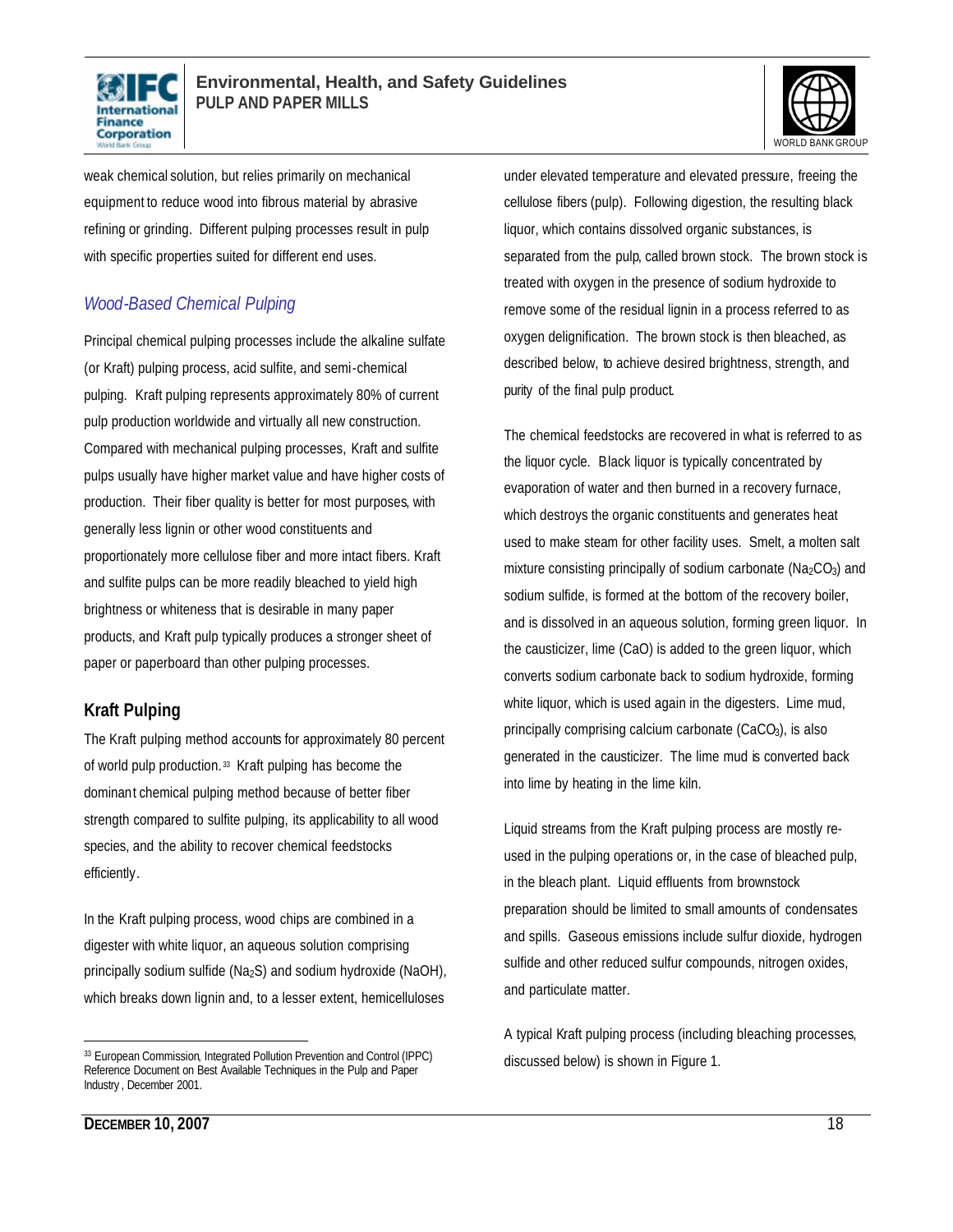weak chemical solution, but relies primarily on mechanical equipment to reduce wood into fibrous material by abrasive refining or grinding. Different pulping processes result in pulp with specific properties suited for different end uses.

### *Wood-Based Chemical Pulping*

Principal chemical pulping processes include the alkaline sulfate (or Kraft) pulping process, acid sulfite, and semi-chemical pulping. Kraft pulping represents approximately 80% of current pulp production worldwide and virtually all new construction. Compared with mechanical pulping processes, Kraft and sulfite pulps usually have higher market value and have higher costs of production. Their fiber quality is better for most purposes, with generally less lignin or other wood constituents and proportionately more cellulose fiber and more intact fibers. Kraft and sulfite pulps can be more readily bleached to yield high brightness or whiteness that is desirable in many paper products, and Kraft pulp typically produces a stronger sheet of paper or paperboard than other pulping processes.

## Kraft Pulping

The Kraft pulping method accounts for approximately 80 percent of world pulp production.[33] Kraft pulping has become the dominant chemical pulping method because of better fiber strength compared to sulfite pulping, its applicability to all wood species, and the ability to recover chemical feedstocks efficiently.

In the Kraft pulping process, wood chips are combined in a digester with white liquor, an aqueous solution comprising principally sodium sulfide ($Na_2S$) and sodium hydroxide ($NaOH$), which breaks down lignin and, to a lesser extent, hemicelluloses under elevated temperature and elevated pressure, freeing the cellulose fibers (pulp). Following digestion, the resulting black liquor, which contains dissolved organic substances, is separated from the pulp, called brown stock. The brown stock is treated with oxygen in the presence of sodium hydroxide to remove some of the residual lignin in a process referred to as oxygen delignification. The brown stock is then bleached, as described below, to achieve desired brightness, strength, and purity of the final pulp product.

The chemical feedstocks are recovered in what is referred to as the liquor cycle. Black liquor is typically concentrated by evaporation of water and then burned in a recovery furnace, which destroys the organic constituents and generates heat used to make steam for other facility uses. Smelt, a molten salt mixture consisting principally of sodium carbonate ($Na_2CO_3$) and sodium sulfide, is formed at the bottom of the recovery boiler, and is dissolved in an aqueous solution, forming green liquor. In the causticizer, lime ($CaO$) is added to the green liquor, which converts sodium carbonate back to sodium hydroxide, forming white liquor, which is used again in the digesters. Lime mud, principally comprising calcium carbonate ($CaCO_3$), is also generated in the causticizer. The lime mud is converted back into lime by heating in the lime kiln.

Liquid streams from the Kraft pulping process are mostly re-used in the pulping operations or, in the case of bleached pulp, in the bleach plant. Liquid effluents from brownstock preparation should be limited to small amounts of condensates and spills. Gaseous emissions include sulfur dioxide, hydrogen sulfide and other reduced sulfur compounds, nitrogen oxides, and particulate matter.

A typical Kraft pulping process (including bleaching processes, discussed below) is shown in Figure 1.

---

[33] European Commission, Integrated Pollution Prevention and Control (IPPC) Reference Document on Best Available Techniques in the Pulp and Paper Industry, December 2001.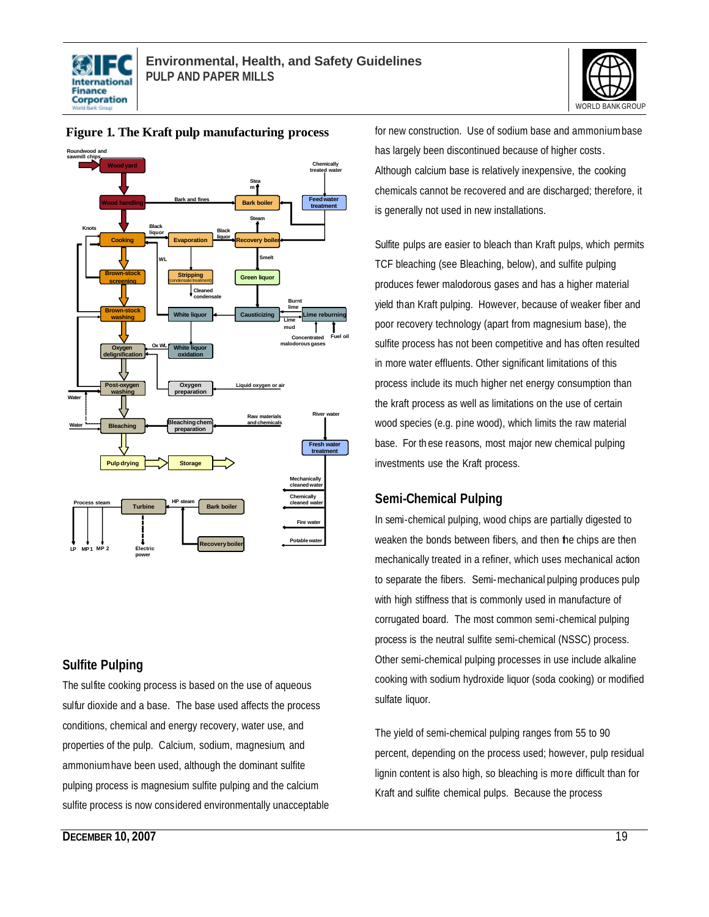**Figure 1. The Kraft pulp manufacturing process**

## Sulfite Pulping

The sulfite cooking process is based on the use of aqueous sulfur dioxide and a base. The base used affects the process conditions, chemical and energy recovery, water use, and properties of the pulp. Calcium, sodium, magnesium, and ammonium have been used, although the dominant sulfite pulping process is magnesium sulfite pulping and the calcium sulfite process is now considered environmentally unacceptable for new construction. Use of sodium base and ammonium base has largely been discontinued because of higher costs. Although calcium base is relatively inexpensive, the cooking chemicals cannot be recovered and are discharged; therefore, it is generally not used in new installations.

Sulfite pulps are easier to bleach than Kraft pulps, which permits TCF bleaching (see Bleaching, below), and sulfite pulping produces fewer malodorous gases and has a higher material yield than Kraft pulping. However, because of weaker fiber and poor recovery technology (apart from magnesium base), the sulfite process has not been competitive and has often resulted in more water effluents. Other significant limitations of this process include its much higher net energy consumption than the kraft process as well as limitations on the use of certain wood species (e.g. pine wood), which limits the raw material base. For these reasons, most major new chemical pulping investments use the Kraft process.

## Semi-Chemical Pulping

In semi-chemical pulping, wood chips are partially digested to weaken the bonds between fibers, and the chips are then mechanically treated in a refiner, which uses mechanical action to separate the fibers. Semi-mechanical pulping produces pulp with high stiffness that is commonly used in manufacture of corrugated board. The most common semi-chemical pulping process is the neutral sulfite semi-chemical (NSSC) process. Other semi-chemical pulping processes in use include alkaline cooking with sodium hydroxide liquor (soda cooking) or modified sulfate liquor.

The yield of semi-chemical pulping ranges from 55 to 90 percent, depending on the process used; however, pulp residual lignin content is also high, so bleaching is more difficult than for Kraft and sulfite chemical pulps. Because the process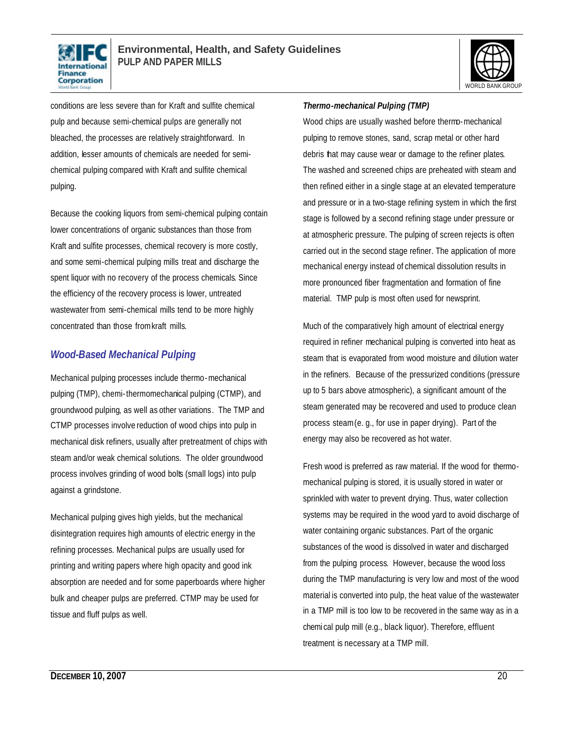conditions are less severe than for Kraft and sulfite chemical pulp and because semi-chemical pulps are generally not bleached, the processes are relatively straightforward. In addition, lesser amounts of chemicals are needed for semi-chemical pulping compared with Kraft and sulfite chemical pulping.

Because the cooking liquors from semi-chemical pulping contain lower concentrations of organic substances than those from Kraft and sulfite processes, chemical recovery is more costly, and some semi-chemical pulping mills treat and discharge the spent liquor with no recovery of the process chemicals. Since the efficiency of the recovery process is lower, untreated wastewater from semi-chemical mills tend to be more highly concentrated than those from kraft mills.

### Wood-Based Mechanical Pulping

Mechanical pulping processes include thermo-mechanical pulping (TMP), chemi-thermomechanical pulping (CTMP), and groundwood pulping, as well as other variations. The TMP and CTMP processes involve reduction of wood chips into pulp in mechanical disk refiners, usually after pretreatment of chips with steam and/or weak chemical solutions. The older groundwood process involves grinding of wood bolts (small logs) into pulp against a grindstone.

Mechanical pulping gives high yields, but the mechanical disintegration requires high amounts of electric energy in the refining processes. Mechanical pulps are usually used for printing and writing papers where high opacity and good ink absorption are needed and for some paperboards where higher bulk and cheaper pulps are preferred. CTMP may be used for tissue and fluff pulps as well.

#### *Thermo-mechanical Pulping (TMP)*

Wood chips are usually washed before thermo-mechanical pulping to remove stones, sand, scrap metal or other hard debris that may cause wear or damage to the refiner plates. The washed and screened chips are preheated with steam and then refined either in a single stage at an elevated temperature and pressure or in a two-stage refining system in which the first stage is followed by a second refining stage under pressure or at atmospheric pressure. The pulping of screen rejects is often carried out in the second stage refiner. The application of more mechanical energy instead of chemical dissolution results in more pronounced fiber fragmentation and formation of fine material. TMP pulp is most often used for newsprint.

Much of the comparatively high amount of electrical energy required in refiner mechanical pulping is converted into heat as steam that is evaporated from wood moisture and dilution water in the refiners. Because of the pressurized conditions (pressure up to 5 bars above atmospheric), a significant amount of the steam generated may be recovered and used to produce clean process steam (e. g., for use in paper drying). Part of the energy may also be recovered as hot water.

Fresh wood is preferred as raw material. If the wood for thermo-mechanical pulping is stored, it is usually stored in water or sprinkled with water to prevent drying. Thus, water collection systems may be required in the wood yard to avoid discharge of water containing organic substances. Part of the organic substances of the wood is dissolved in water and discharged from the pulping process. However, because the wood loss during the TMP manufacturing is very low and most of the wood material is converted into pulp, the heat value of the wastewater in a TMP mill is too low to be recovered in the same way as in a chemical pulp mill (e.g., black liquor). Therefore, effluent treatment is necessary at a TMP mill.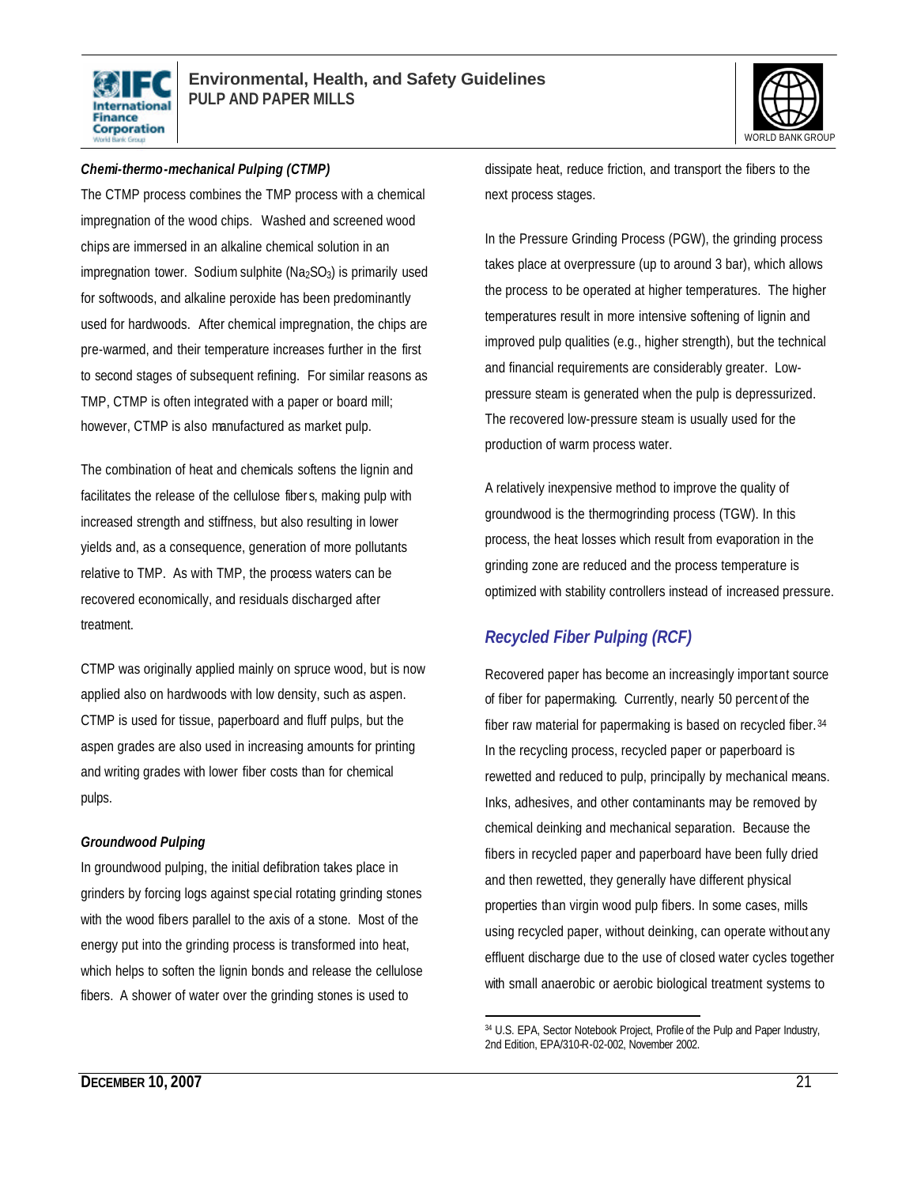#### *Chemi-thermo-mechanical Pulping (CTMP)*

The CTMP process combines the TMP process with a chemical impregnation of the wood chips. Washed and screened wood chips are immersed in an alkaline chemical solution in an impregnation tower. Sodium sulphite ($Na_2SO_3$) is primarily used for softwoods, and alkaline peroxide has been predominantly used for hardwoods. After chemical impregnation, the chips are pre-warmed, and their temperature increases further in the first to second stages of subsequent refining. For similar reasons as TMP, CTMP is often integrated with a paper or board mill; however, CTMP is also manufactured as market pulp.

The combination of heat and chemicals softens the lignin and facilitates the release of the cellulose fibers, making pulp with increased strength and stiffness, but also resulting in lower yields and, as a consequence, generation of more pollutants relative to TMP. As with TMP, the process waters can be recovered economically, and residuals discharged after treatment.

CTMP was originally applied mainly on spruce wood, but is now applied also on hardwoods with low density, such as aspen. CTMP is used for tissue, paperboard and fluff pulps, but the aspen grades are also used in increasing amounts for printing and writing grades with lower fiber costs than for chemical pulps.

#### *Groundwood Pulping*

In groundwood pulping, the initial defibration takes place in grinders by forcing logs against special rotating grinding stones with the wood fibers parallel to the axis of a stone. Most of the energy put into the grinding process is transformed into heat, which helps to soften the lignin bonds and release the cellulose fibers. A shower of water over the grinding stones is used to dissipate heat, reduce friction, and transport the fibers to the next process stages.

In the Pressure Grinding Process (PGW), the grinding process takes place at overpressure (up to around 3 bar), which allows the process to be operated at higher temperatures. The higher temperatures result in more intensive softening of lignin and improved pulp qualities (e.g., higher strength), but the technical and financial requirements are considerably greater. Low-pressure steam is generated when the pulp is depressurized. The recovered low-pressure steam is usually used for the production of warm process water.

A relatively inexpensive method to improve the quality of groundwood is the thermogrinding process (TGW). In this process, the heat losses which result from evaporation in the grinding zone are reduced and the process temperature is optimized with stability controllers instead of increased pressure.

### *Recycled Fiber Pulping (RCF)*

Recovered paper has become an increasingly important source of fiber for papermaking. Currently, nearly 50 percent of the fiber raw material for papermaking is based on recycled fiber.[34] In the recycling process, recycled paper or paperboard is rewetted and reduced to pulp, principally by mechanical means. Inks, adhesives, and other contaminants may be removed by chemical deinking and mechanical separation. Because the fibers in recycled paper and paperboard have been fully dried and then rewetted, they generally have different physical properties than virgin wood pulp fibers. In some cases, mills using recycled paper, without deinking, can operate without any effluent discharge due to the use of closed water cycles together with small anaerobic or aerobic biological treatment systems to

---

[34] U.S. EPA, Sector Notebook Project, Profile of the Pulp and Paper Industry, 2nd Edition, EPA/310-R-02-002, November 2002.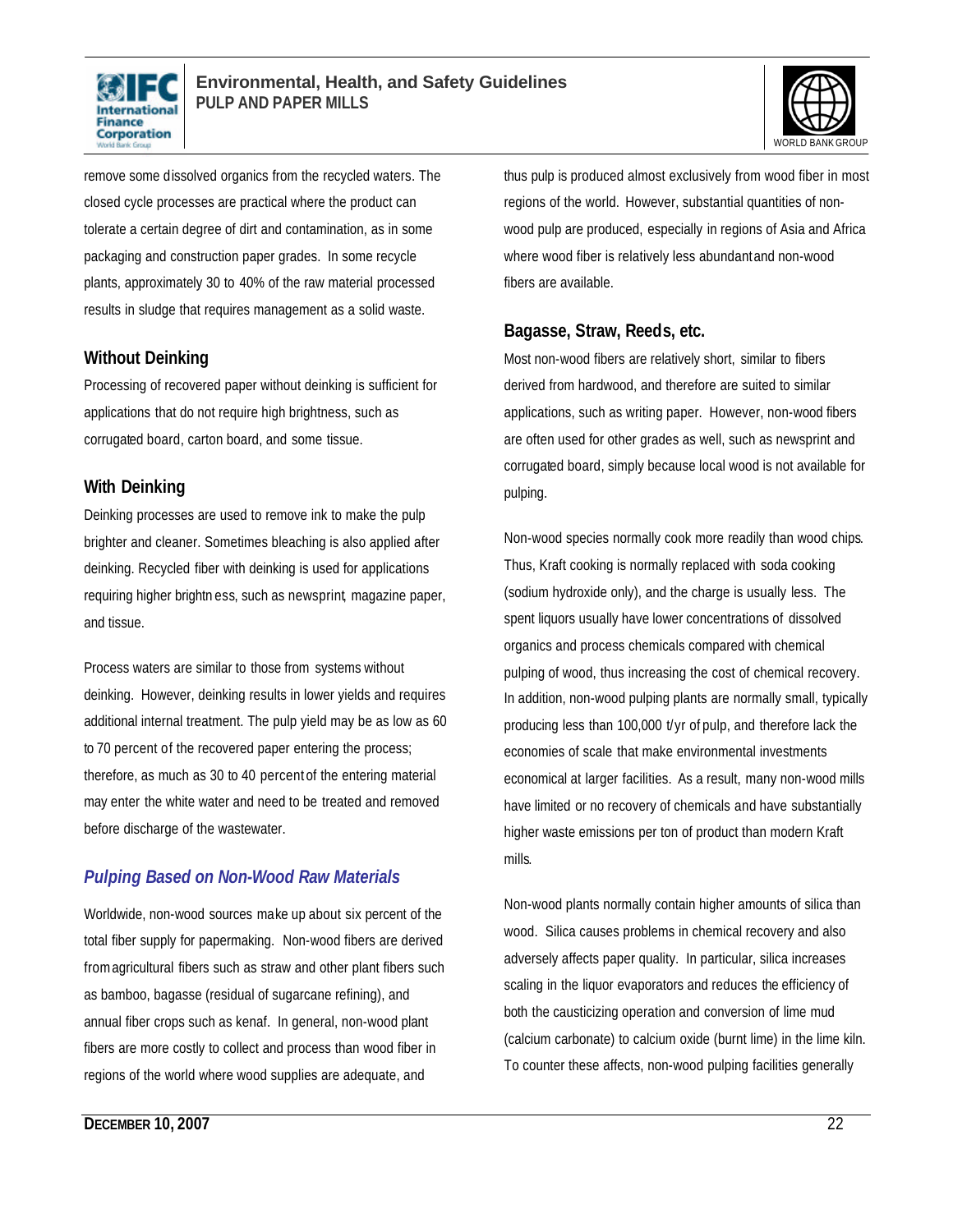remove some dissolved organics from the recycled waters. The closed cycle processes are practical where the product can tolerate a certain degree of dirt and contamination, as in some packaging and construction paper grades. In some recycle plants, approximately 30 to 40% of the raw material processed results in sludge that requires management as a solid waste.

### Without Deinking

Processing of recovered paper without deinking is sufficient for applications that do not require high brightness, such as corrugated board, carton board, and some tissue.

### With Deinking

Deinking processes are used to remove ink to make the pulp brighter and cleaner. Sometimes bleaching is also applied after deinking. Recycled fiber with deinking is used for applications requiring higher brightness, such as newsprint, magazine paper, and tissue.

Process waters are similar to those from systems without deinking. However, deinking results in lower yields and requires additional internal treatment. The pulp yield may be as low as 60 to 70 percent of the recovered paper entering the process; therefore, as much as 30 to 40 percent of the entering material may enter the white water and need to be treated and removed before discharge of the wastewater.

## *Pulping Based on Non-Wood Raw Materials*

Worldwide, non-wood sources make up about six percent of the total fiber supply for papermaking. Non-wood fibers are derived from agricultural fibers such as straw and other plant fibers such as bamboo, bagasse (residual of sugarcane refining), and annual fiber crops such as kenaf. In general, non-wood plant fibers are more costly to collect and process than wood fiber in regions of the world where wood supplies are adequate, and thus pulp is produced almost exclusively from wood fiber in most regions of the world. However, substantial quantities of non-wood pulp are produced, especially in regions of Asia and Africa where wood fiber is relatively less abundant and non-wood fibers are available.

### Bagasse, Straw, Reeds, etc.

Most non-wood fibers are relatively short, similar to fibers derived from hardwood, and therefore are suited to similar applications, such as writing paper. However, non-wood fibers are often used for other grades as well, such as newsprint and corrugated board, simply because local wood is not available for pulping.

Non-wood species normally cook more readily than wood chips. Thus, Kraft cooking is normally replaced with soda cooking (sodium hydroxide only), and the charge is usually less. The spent liquors usually have lower concentrations of dissolved organics and process chemicals compared with chemical pulping of wood, thus increasing the cost of chemical recovery. In addition, non-wood pulping plants are normally small, typically producing less than 100,000 t/yr of pulp, and therefore lack the economies of scale that make environmental investments economical at larger facilities. As a result, many non-wood mills have limited or no recovery of chemicals and have substantially higher waste emissions per ton of product than modern Kraft mills.

Non-wood plants normally contain higher amounts of silica than wood. Silica causes problems in chemical recovery and also adversely affects paper quality. In particular, silica increases scaling in the liquor evaporators and reduces the efficiency of both the causticizing operation and conversion of lime mud (calcium carbonate) to calcium oxide (burnt lime) in the lime kiln. To counter these affects, non-wood pulping facilities generally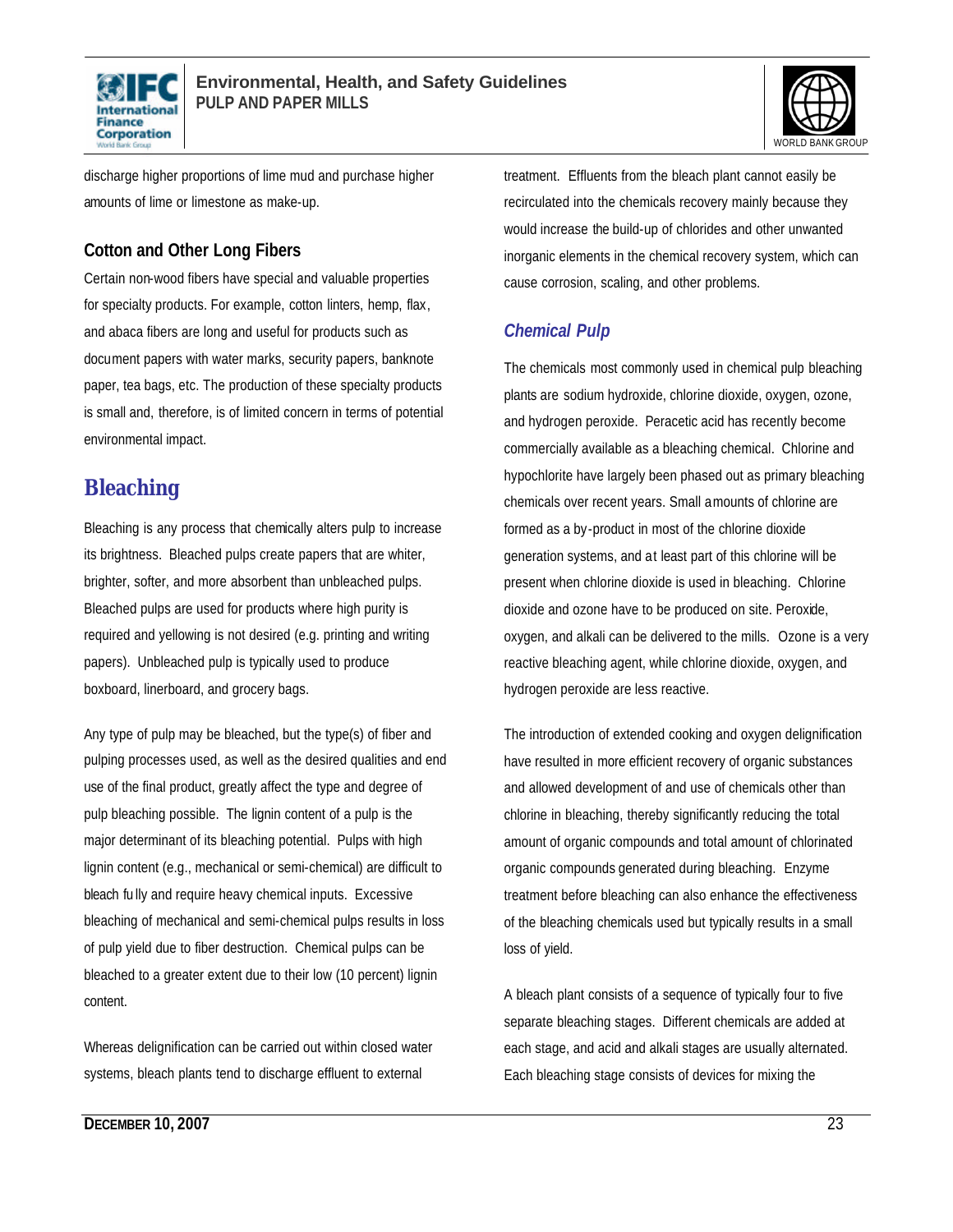discharge higher proportions of lime mud and purchase higher amounts of lime or limestone as make-up.

### Cotton and Other Long Fibers

Certain non-wood fibers have special and valuable properties for specialty products. For example, cotton linters, hemp, flax, and abaca fibers are long and useful for products such as document papers with water marks, security papers, banknote paper, tea bags, etc. The production of these specialty products is small and, therefore, is of limited concern in terms of potential environmental impact.

## Bleaching

Bleaching is any process that chemically alters pulp to increase its brightness. Bleached pulps create papers that are whiter, brighter, softer, and more absorbent than unbleached pulps. Bleached pulps are used for products where high purity is required and yellowing is not desired (e.g. printing and writing papers). Unbleached pulp is typically used to produce boxboard, linerboard, and grocery bags.

Any type of pulp may be bleached, but the type(s) of fiber and pulping processes used, as well as the desired qualities and end use of the final product, greatly affect the type and degree of pulp bleaching possible. The lignin content of a pulp is the major determinant of its bleaching potential. Pulps with high lignin content (e.g., mechanical or semi-chemical) are difficult to bleach fully and require heavy chemical inputs. Excessive bleaching of mechanical and semi-chemical pulps results in loss of pulp yield due to fiber destruction. Chemical pulps can be bleached to a greater extent due to their low (10 percent) lignin content.

Whereas delignification can be carried out within closed water systems, bleach plants tend to discharge effluent to external treatment. Effluents from the bleach plant cannot easily be recirculated into the chemicals recovery mainly because they would increase the build-up of chlorides and other unwanted inorganic elements in the chemical recovery system, which can cause corrosion, scaling, and other problems.

### *Chemical Pulp*

The chemicals most commonly used in chemical pulp bleaching plants are sodium hydroxide, chlorine dioxide, oxygen, ozone, and hydrogen peroxide. Peracetic acid has recently become commercially available as a bleaching chemical. Chlorine and hypochlorite have largely been phased out as primary bleaching chemicals over recent years. Small amounts of chlorine are formed as a by-product in most of the chlorine dioxide generation systems, and at least part of this chlorine will be present when chlorine dioxide is used in bleaching. Chlorine dioxide and ozone have to be produced on site. Peroxide, oxygen, and alkali can be delivered to the mills. Ozone is a very reactive bleaching agent, while chlorine dioxide, oxygen, and hydrogen peroxide are less reactive.

The introduction of extended cooking and oxygen delignification have resulted in more efficient recovery of organic substances and allowed development of and use of chemicals other than chlorine in bleaching, thereby significantly reducing the total amount of organic compounds and total amount of chlorinated organic compounds generated during bleaching. Enzyme treatment before bleaching can also enhance the effectiveness of the bleaching chemicals used but typically results in a small loss of yield.

A bleach plant consists of a sequence of typically four to five separate bleaching stages. Different chemicals are added at each stage, and acid and alkali stages are usually alternated. Each bleaching stage consists of devices for mixing the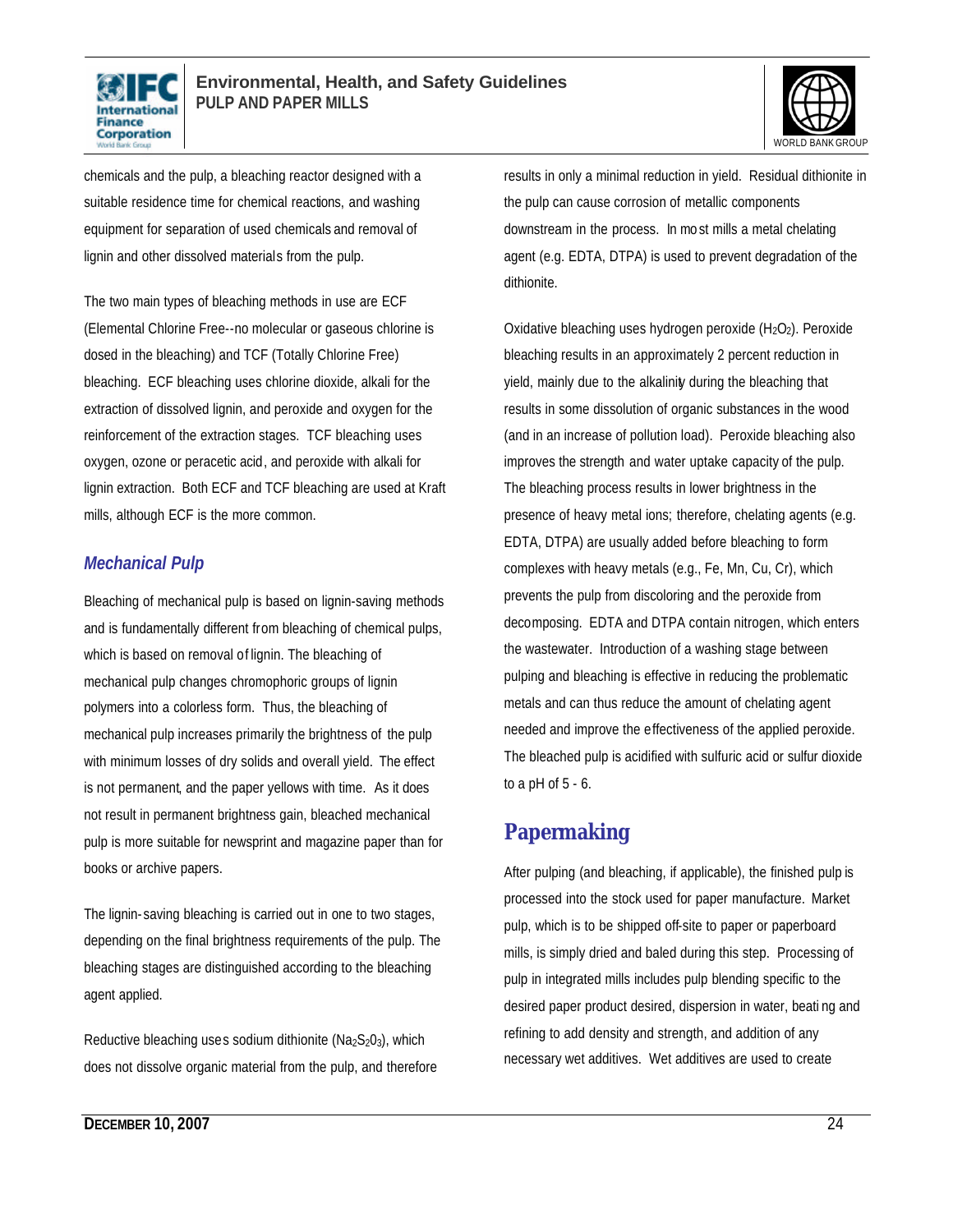chemicals and the pulp, a bleaching reactor designed with a suitable residence time for chemical reactions, and washing equipment for separation of used chemicals and removal of lignin and other dissolved materials from the pulp.

The two main types of bleaching methods in use are ECF (Elemental Chlorine Free--no molecular or gaseous chlorine is dosed in the bleaching) and TCF (Totally Chlorine Free) bleaching. ECF bleaching uses chlorine dioxide, alkali for the extraction of dissolved lignin, and peroxide and oxygen for the reinforcement of the extraction stages. TCF bleaching uses oxygen, ozone or peracetic acid, and peroxide with alkali for lignin extraction. Both ECF and TCF bleaching are used at Kraft mills, although ECF is the more common.

### *Mechanical Pulp*

Bleaching of mechanical pulp is based on lignin-saving methods and is fundamentally different from bleaching of chemical pulps, which is based on removal of lignin. The bleaching of mechanical pulp changes chromophoric groups of lignin polymers into a colorless form. Thus, the bleaching of mechanical pulp increases primarily the brightness of the pulp with minimum losses of dry solids and overall yield. The effect is not permanent, and the paper yellows with time. As it does not result in permanent brightness gain, bleached mechanical pulp is more suitable for newsprint and magazine paper than for books or archive papers.

The lignin-saving bleaching is carried out in one to two stages, depending on the final brightness requirements of the pulp. The bleaching stages are distinguished according to the bleaching agent applied.

Reductive bleaching uses sodium dithionite ($Na_2S_2O_3$), which does not dissolve organic material from the pulp, and therefore results in only a minimal reduction in yield. Residual dithionite in the pulp can cause corrosion of metallic components downstream in the process. In most mills a metal chelating agent (e.g. EDTA, DTPA) is used to prevent degradation of the dithionite.

Oxidative bleaching uses hydrogen peroxide ($H_2O_2$). Peroxide bleaching results in an approximately 2 percent reduction in yield, mainly due to the alkalinity during the bleaching that results in some dissolution of organic substances in the wood (and in an increase of pollution load). Peroxide bleaching also improves the strength and water uptake capacity of the pulp. The bleaching process results in lower brightness in the presence of heavy metal ions; therefore, chelating agents (e.g. EDTA, DTPA) are usually added before bleaching to form complexes with heavy metals (e.g., Fe, Mn, Cu, Cr), which prevents the pulp from discoloring and the peroxide from decomposing. EDTA and DTPA contain nitrogen, which enters the wastewater. Introduction of a washing stage between pulping and bleaching is effective in reducing the problematic metals and can thus reduce the amount of chelating agent needed and improve the effectiveness of the applied peroxide. The bleached pulp is acidified with sulfuric acid or sulfur dioxide to a pH of 5 - 6.

## Papermaking

After pulping (and bleaching, if applicable), the finished pulp is processed into the stock used for paper manufacture. Market pulp, which is to be shipped off-site to paper or paperboard mills, is simply dried and baled during this step. Processing of pulp in integrated mills includes pulp blending specific to the desired paper product desired, dispersion in water, beating and refining to add density and strength, and addition of any necessary wet additives. Wet additives are used to create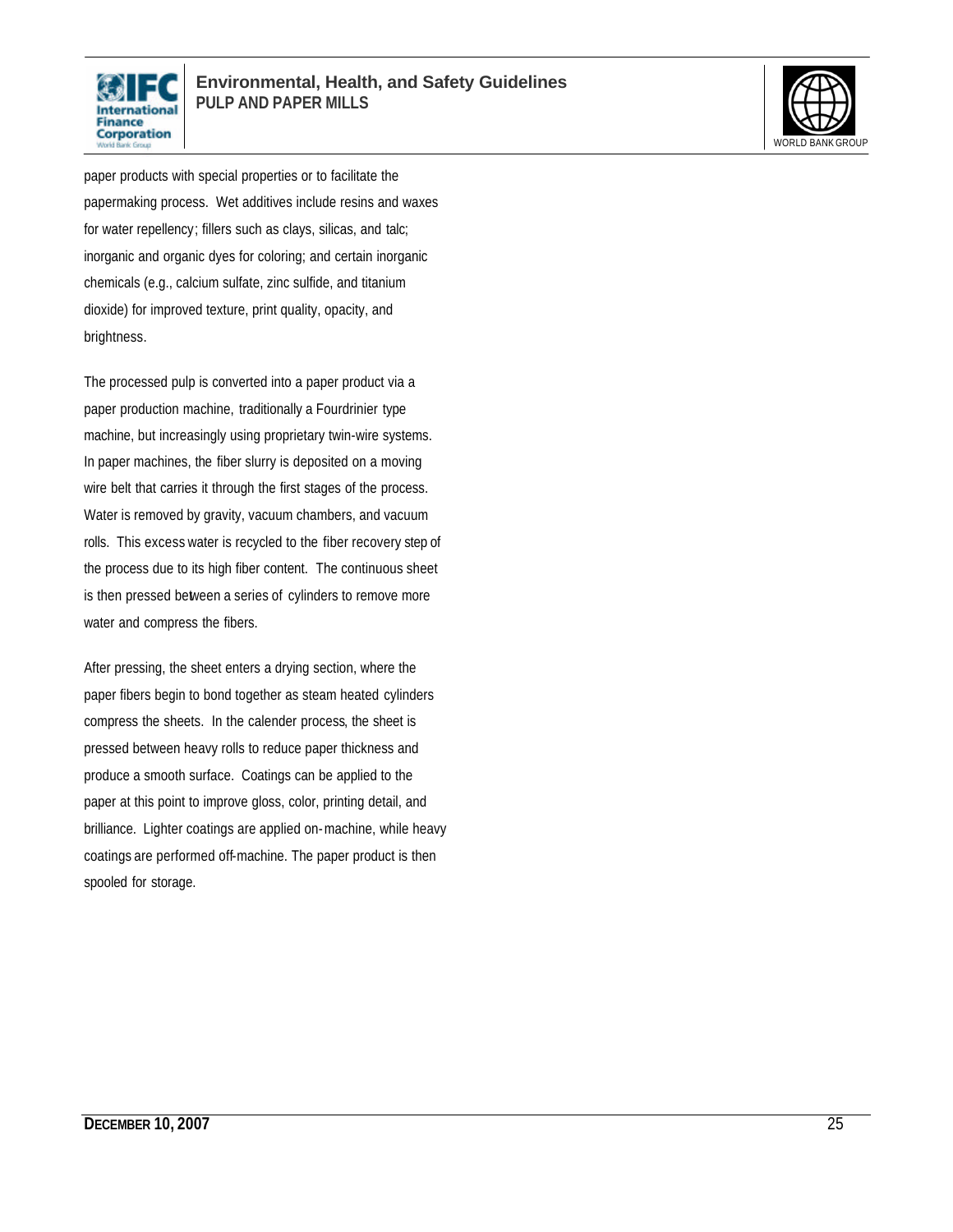paper products with special properties or to facilitate the papermaking process. Wet additives include resins and waxes for water repellency; fillers such as clays, silicas, and talc; inorganic and organic dyes for coloring; and certain inorganic chemicals (e.g., calcium sulfate, zinc sulfide, and titanium dioxide) for improved texture, print quality, opacity, and brightness.

The processed pulp is converted into a paper product via a paper production machine, traditionally a Fourdrinier type machine, but increasingly using proprietary twin-wire systems. In paper machines, the fiber slurry is deposited on a moving wire belt that carries it through the first stages of the process. Water is removed by gravity, vacuum chambers, and vacuum rolls. This excess water is recycled to the fiber recovery step of the process due to its high fiber content. The continuous sheet is then pressed between a series of cylinders to remove more water and compress the fibers.

After pressing, the sheet enters a drying section, where the paper fibers begin to bond together as steam heated cylinders compress the sheets. In the calender process, the sheet is pressed between heavy rolls to reduce paper thickness and produce a smooth surface. Coatings can be applied to the paper at this point to improve gloss, color, printing detail, and brilliance. Lighter coatings are applied on-machine, while heavy coatings are performed off-machine. The paper product is then spooled for storage.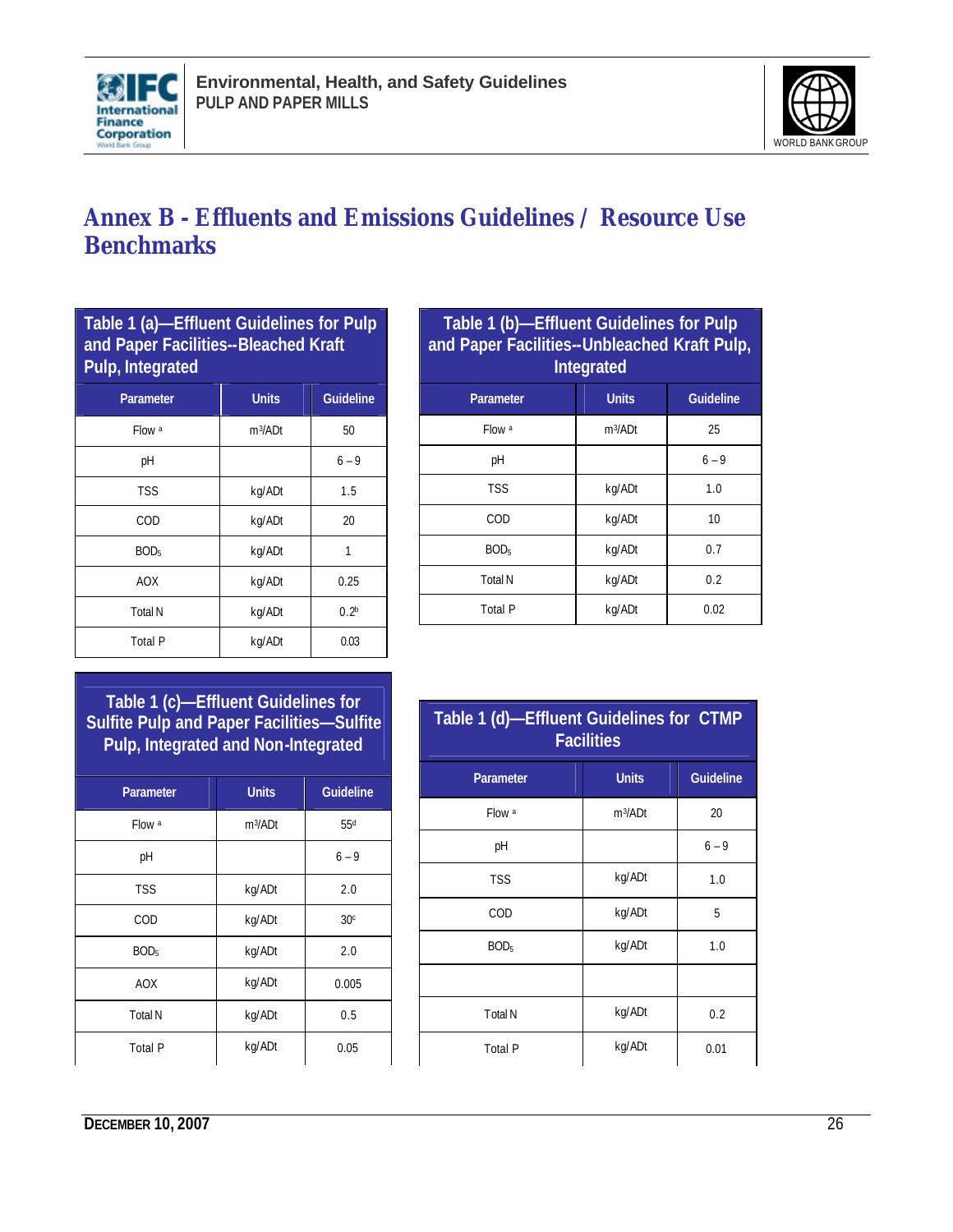# Annex B - Effluents and Emissions Guidelines / Resource Use Benchmarks

**Table 1 (a)—Effluent Guidelines for Pulp and Paper Facilities--Bleached Kraft Pulp, Integrated**

| Parameter | Units | Guideline |
|---|---|---|
| Flow [a] | $m^3$/ADt | 50 |
| pH | | 6 – 9 |
| TSS | kg/ADt | 1.5 |
| COD | kg/ADt | 20 |
| $BOD_5$ | kg/ADt | 1 |
| AOX | kg/ADt | 0.25 |
| Total N | kg/ADt | 0.2[b] |
| Total P | kg/ADt | 0.03 |

**Table 1 (b)—Effluent Guidelines for Pulp and Paper Facilities--Unbleached Kraft Pulp, Integrated**

| Parameter | Units | Guideline |
|---|---|---|
| Flow [a] | $m^3$/ADt | 25 |
| pH | | 6 – 9 |
| TSS | kg/ADt | 1.0 |
| COD | kg/ADt | 10 |
| $BOD_5$ | kg/ADt | 0.7 |
| Total N | kg/ADt | 0.2 |
| Total P | kg/ADt | 0.02 |

**Table 1 (c)—Effluent Guidelines for Sulfite Pulp and Paper Facilities—Sulfite Pulp, Integrated and Non-Integrated**

| Parameter | Units | Guideline |
|---|---|---|
| Flow [a] | $m^3$/ADt | 55[d] |
| pH | | 6 – 9 |
| TSS | kg/ADt | 2.0 |
| COD | kg/ADt | 30[c] |
| $BOD_5$ | kg/ADt | 2.0 |
| AOX | kg/ADt | 0.005 |
| Total N | kg/ADt | 0.5 |
| Total P | kg/ADt | 0.05 |

**Table 1 (d)—Effluent Guidelines for CTMP Facilities**

| Parameter | Units | Guideline |
|---|---|---|
| Flow [a] | $m^3$/ADt | 20 |
| pH | | 6 – 9 |
| TSS | kg/ADt | 1.0 |
| COD | kg/ADt | 5 |
| $BOD_5$ | kg/ADt | 1.0 |
| | | |
| Total N | kg/ADt | 0.2 |
| Total P | kg/ADt | 0.01 |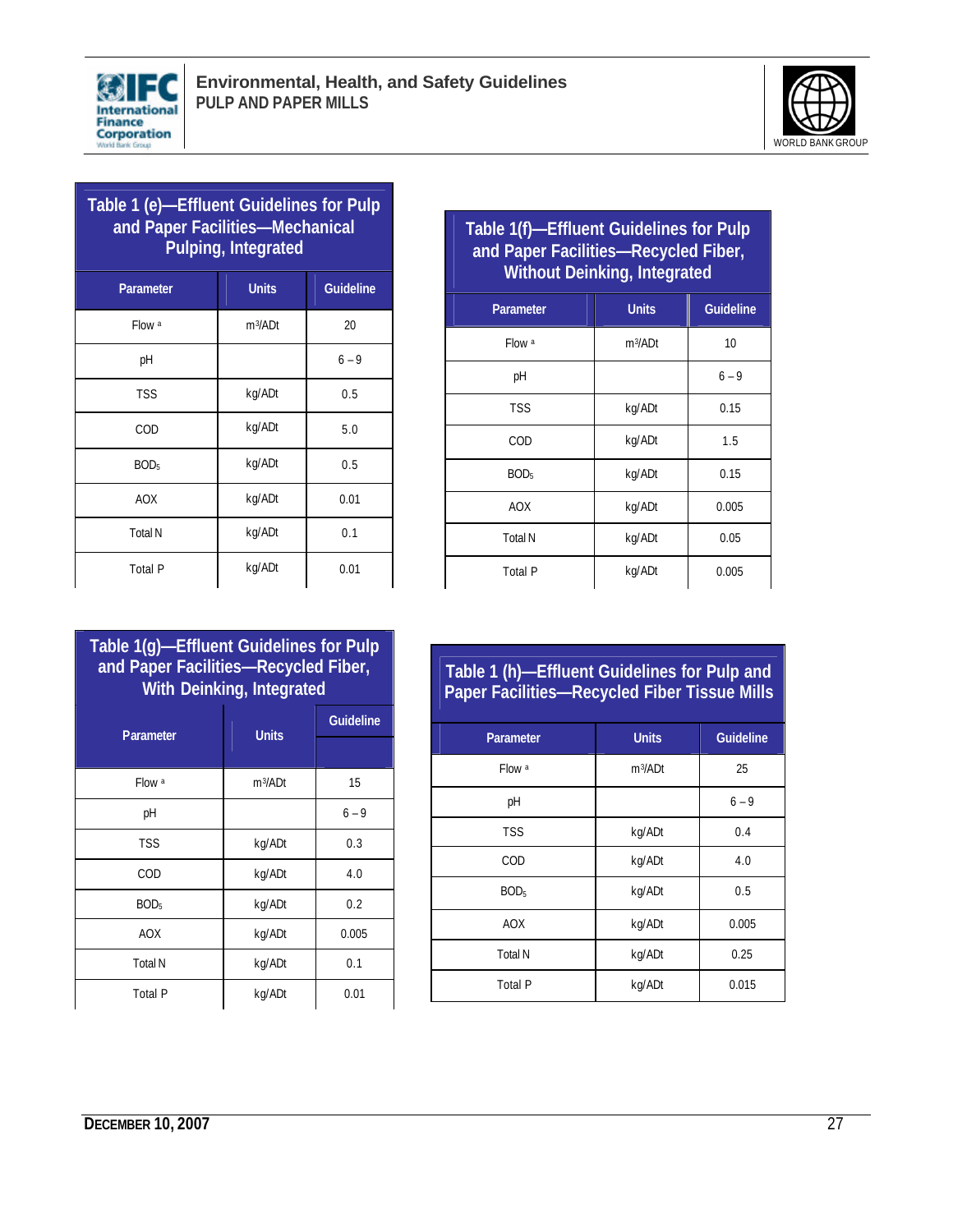**Table 1 (e)—Effluent Guidelines for Pulp and Paper Facilities—Mechanical Pulping, Integrated**

| Parameter | Units | Guideline |
|---|---|---|
| Flow [a] | $m^3$/ADt | 20 |
| pH | | 6 – 9 |
| TSS | kg/ADt | 0.5 |
| COD | kg/ADt | 5.0 |
| $BOD_5$ | kg/ADt | 0.5 |
| AOX | kg/ADt | 0.01 |
| Total N | kg/ADt | 0.1 |
| Total P | kg/ADt | 0.01 |

**Table 1(f)—Effluent Guidelines for Pulp and Paper Facilities—Recycled Fiber, Without Deinking, Integrated**

| Parameter | Units | Guideline |
|---|---|---|
| Flow [a] | $m^3$/ADt | 10 |
| pH | | 6 – 9 |
| TSS | kg/ADt | 0.15 |
| COD | kg/ADt | 1.5 |
| $BOD_5$ | kg/ADt | 0.15 |
| AOX | kg/ADt | 0.005 |
| Total N | kg/ADt | 0.05 |
| Total P | kg/ADt | 0.005 |

**Table 1(g)—Effluent Guidelines for Pulp and Paper Facilities—Recycled Fiber, With Deinking, Integrated**

| Parameter | Units | Guideline |
|---|---|---|
| Flow [a] | $m^3$/ADt | 15 |
| pH | | 6 – 9 |
| TSS | kg/ADt | 0.3 |
| COD | kg/ADt | 4.0 |
| $BOD_5$ | kg/ADt | 0.2 |
| AOX | kg/ADt | 0.005 |
| Total N | kg/ADt | 0.1 |
| Total P | kg/ADt | 0.01 |

**Table 1 (h)—Effluent Guidelines for Pulp and Paper Facilities—Recycled Fiber Tissue Mills**

| Parameter | Units | Guideline |
|---|---|---|
| Flow [a] | $m^3$/ADt | 25 |
| pH | | 6 – 9 |
| TSS | kg/ADt | 0.4 |
| COD | kg/ADt | 4.0 |
| $BOD_5$ | kg/ADt | 0.5 |
| AOX | kg/ADt | 0.005 |
| Total N | kg/ADt | 0.25 |
| Total P | kg/ADt | 0.015 |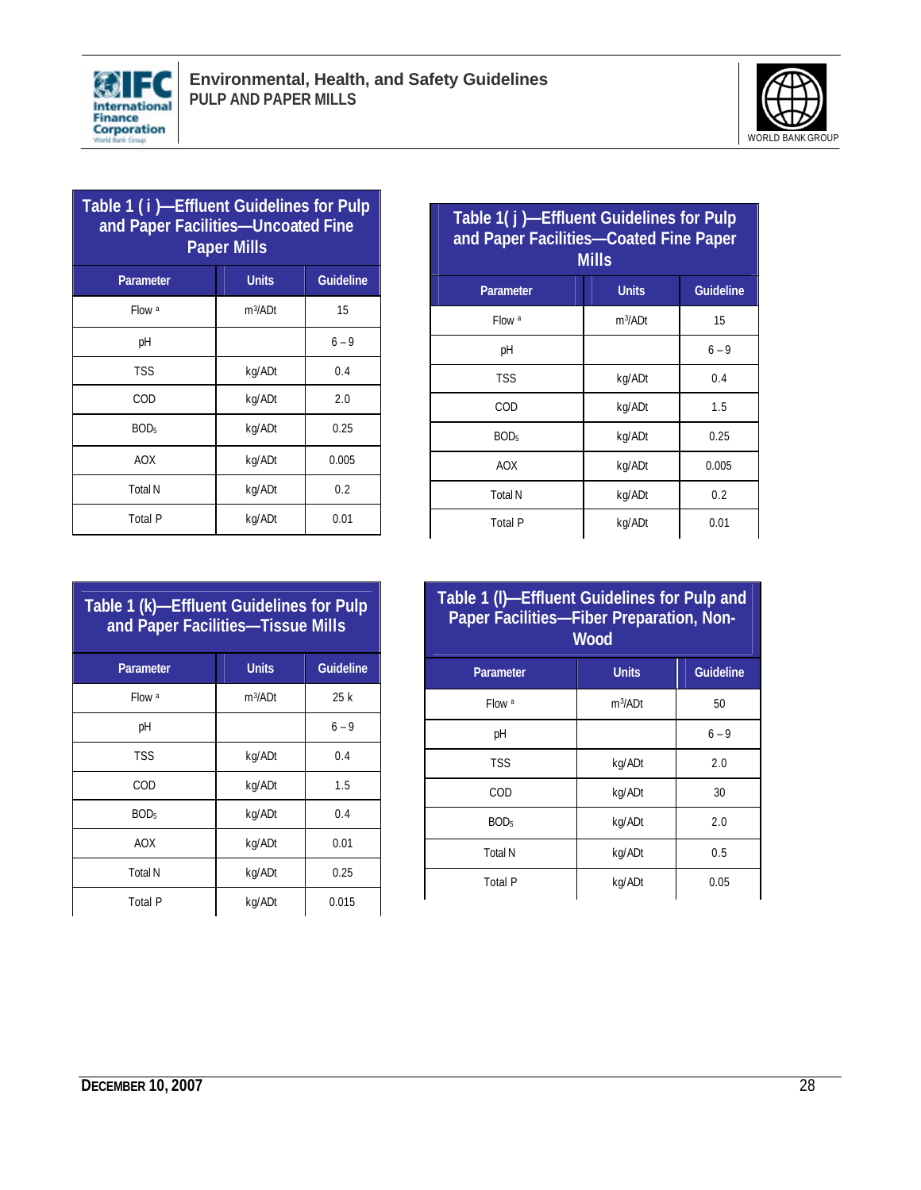**Table 1 ( i )—Effluent Guidelines for Pulp and Paper Facilities—Uncoated Fine Paper Mills**

| Parameter | Units | Guideline |
|---|---|---|
| Flow [a] | $m^3$/ADt | 15 |
| pH | | 6 – 9 |
| TSS | kg/ADt | 0.4 |
| COD | kg/ADt | 2.0 |
| $BOD_5$ | kg/ADt | 0.25 |
| AOX | kg/ADt | 0.005 |
| Total N | kg/ADt | 0.2 |
| Total P | kg/ADt | 0.01 |

**Table 1( j )—Effluent Guidelines for Pulp and Paper Facilities—Coated Fine Paper Mills**

| Parameter | Units | Guideline |
|---|---|---|
| Flow [a] | $m^3$/ADt | 15 |
| pH | | 6 – 9 |
| TSS | kg/ADt | 0.4 |
| COD | kg/ADt | 1.5 |
| $BOD_5$ | kg/ADt | 0.25 |
| AOX | kg/ADt | 0.005 |
| Total N | kg/ADt | 0.2 |
| Total P | kg/ADt | 0.01 |

**Table 1 (k)—Effluent Guidelines for Pulp and Paper Facilities—Tissue Mills**

| Parameter | Units | Guideline |
|---|---|---|
| Flow [a] | $m^3$/ADt | 25 k |
| pH | | 6 – 9 |
| TSS | kg/ADt | 0.4 |
| COD | kg/ADt | 1.5 |
| $BOD_5$ | kg/ADt | 0.4 |
| AOX | kg/ADt | 0.01 |
| Total N | kg/ADt | 0.25 |
| Total P | kg/ADt | 0.015 |

**Table 1 (l)—Effluent Guidelines for Pulp and Paper Facilities—Fiber Preparation, Non-Wood**

| Parameter | Units | Guideline |
|---|---|---|
| Flow [a] | $m^3$/ADt | 50 |
| pH | | 6 – 9 |
| TSS | kg/ADt | 2.0 |
| COD | kg/ADt | 30 |
| $BOD_5$ | kg/ADt | 2.0 |
| Total N | kg/ADt | 0.5 |
| Total P | kg/ADt | 0.05 |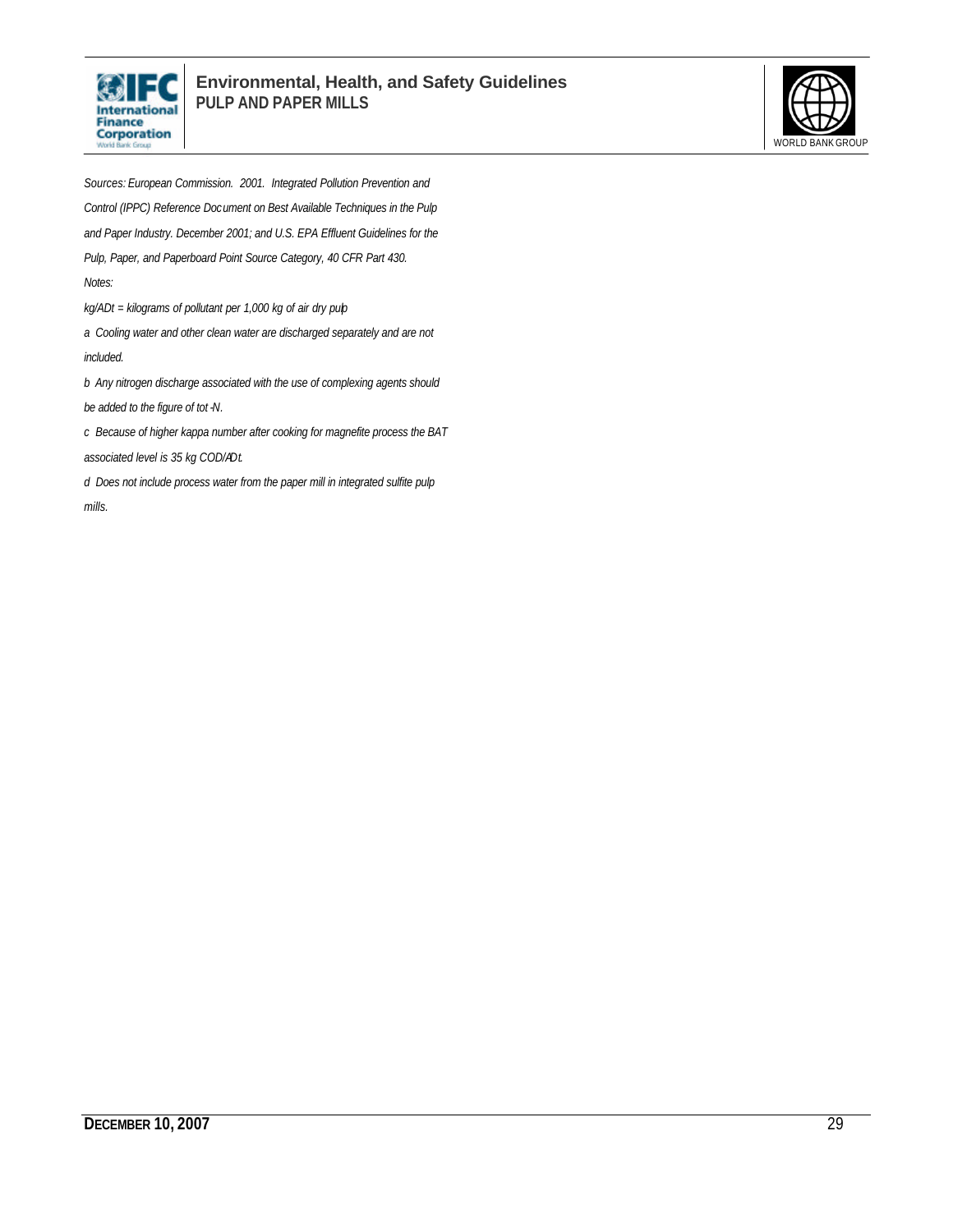*Sources: European Commission. 2001. Integrated Pollution Prevention and Control (IPPC) Reference Document on Best Available Techniques in the Pulp and Paper Industry. December 2001; and U.S. EPA Effluent Guidelines for the Pulp, Paper, and Paperboard Point Source Category, 40 CFR Part 430.*

*Notes:*

*kg/ADt = kilograms of pollutant per 1,000 kg of air dry pulp*

*a Cooling water and other clean water are discharged separately and are not included.*

*b Any nitrogen discharge associated with the use of complexing agents should be added to the figure of tot-N.*

*c Because of higher kappa number after cooking for magnefite process the BAT associated level is 35 kg COD/ADt.*

*d Does not include process water from the paper mill in integrated sulfite pulp mills.*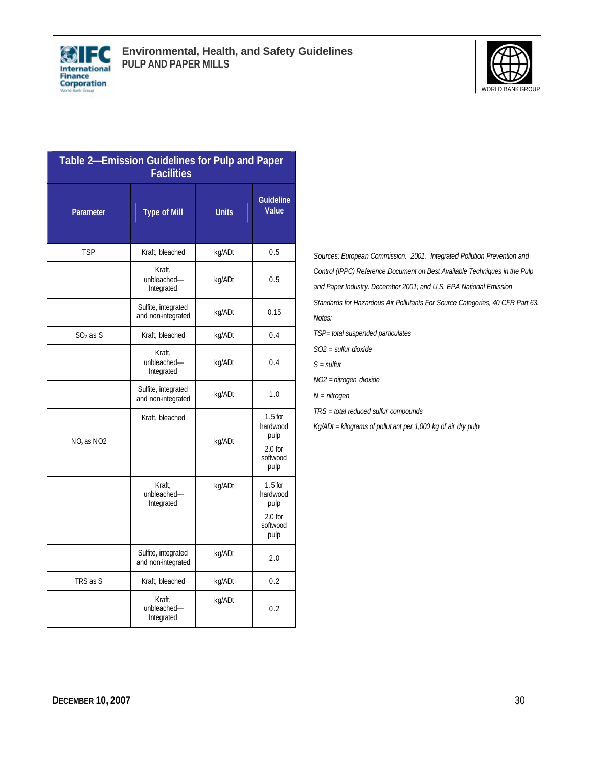| Parameter | Type of Mill | Units | Guideline Value |
|---|---|---|---|
| TSP | Kraft, bleached | kg/ADt | 0.5 |
| | Kraft, unbleached—Integrated | kg/ADt | 0.5 |
| | Sulfite, integrated and non-integrated | kg/ADt | 0.15 |
| $SO_2$ as S | Kraft, bleached | kg/ADt | 0.4 |
| | Kraft, unbleached—Integrated | kg/ADt | 0.4 |
| | Sulfite, integrated and non-integrated | kg/ADt | 1.0 |
| $NO_x$ as NO2 | Kraft, bleached | kg/ADt | 1.5 for hardwood pulp<br>2.0 for softwood pulp |
| | Kraft, unbleached—Integrated | kg/ADt | 1.5 for hardwood pulp<br>2.0 for softwood pulp |
| | Sulfite, integrated and non-integrated | kg/ADt | 2.0 |
| TRS as S | Kraft, bleached | kg/ADt | 0.2 |
| | Kraft, unbleached—Integrated | kg/ADt | 0.2 |

**Table 2—Emission Guidelines for Pulp and Paper Facilities**

*Sources: European Commission. 2001. Integrated Pollution Prevention and Control (IPPC) Reference Document on Best Available Techniques in the Pulp and Paper Industry. December 2001; and U.S. EPA National Emission Standards for Hazardous Air Pollutants For Source Categories, 40 CFR Part 63.*

*Notes:*

*TSP= total suspended particulates*

*SO2 = sulfur dioxide*

*S = sulfur*

*NO2 = nitrogen dioxide*

*N = nitrogen*

*TRS = total reduced sulfur compounds*

*Kg/ADt = kilograms of pollut ant per 1,000 kg of air dry pulp*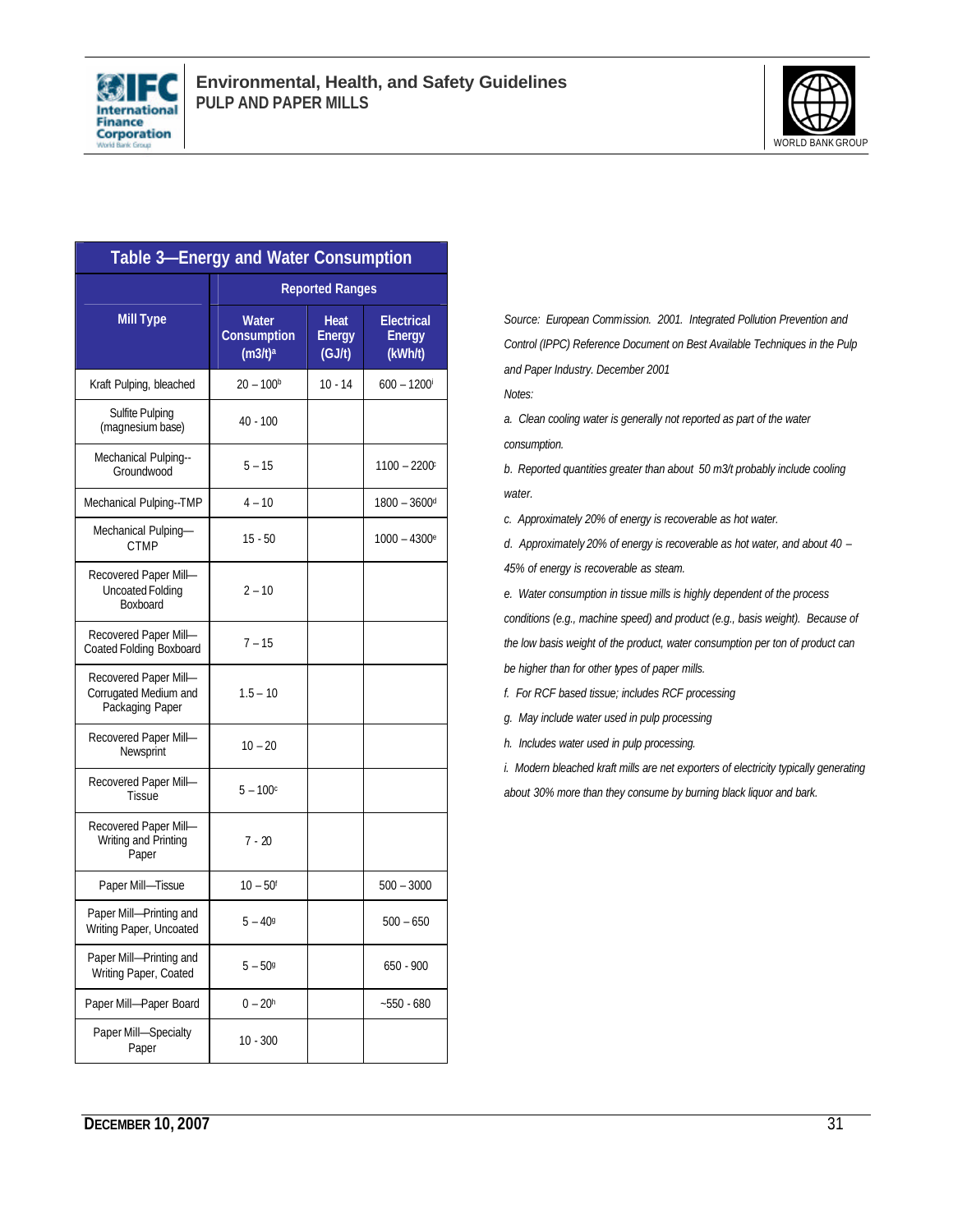## Table 3—Energy and Water Consumption

| Mill Type | Reported Ranges | | |
|---|---|---|---|
| | Water Consumption (m3/t)[a] | Heat Energy (GJ/t) | Electrical Energy (kWh/t) |
| Kraft Pulping, bleached | 20 – 100[b] | 10 - 14 | 600 – 1200[i] |
| Sulfite Pulping (magnesium base) | 40 - 100 | | |
| Mechanical Pulping--Groundwood | 5 – 15 | | 1100 – 2200[c] |
| Mechanical Pulping--TMP | 4 – 10 | | 1800 – 3600[d] |
| Mechanical Pulping—CTMP | 15 - 50 | | 1000 – 4300[e] |
| Recovered Paper Mill—Uncoated Folding Boxboard | 2 – 10 | | |
| Recovered Paper Mill—Coated Folding Boxboard | 7 – 15 | | |
| Recovered Paper Mill—Corrugated Medium and Packaging Paper | 1.5 – 10 | | |
| Recovered Paper Mill—Newsprint | 10 – 20 | | |
| Recovered Paper Mill—Tissue | 5 – 100[c] | | |
| Recovered Paper Mill—Writing and Printing Paper | 7 - 20 | | |
| Paper Mill—Tissue | 10 – 50[f] | | 500 – 3000 |
| Paper Mill—Printing and Writing Paper, Uncoated | 5 – 40[g] | | 500 – 650 |
| Paper Mill—Printing and Writing Paper, Coated | 5 – 50[g] | | 650 - 900 |
| Paper Mill—Paper Board | 0 – 20[h] | | ~550 - 680 |
| Paper Mill—Specialty Paper | 10 - 300 | | |

*Source: European Commission. 2001. Integrated Pollution Prevention and Control (IPPC) Reference Document on Best Available Techniques in the Pulp and Paper Industry. December 2001*

*Notes:*

*a. Clean cooling water is generally not reported as part of the water consumption.*

*b. Reported quantities greater than about 50 m3/t probably include cooling water.*

*c. Approximately 20% of energy is recoverable as hot water.*

*d. Approximately 20% of energy is recoverable as hot water, and about 40 – 45% of energy is recoverable as steam.*

*e. Water consumption in tissue mills is highly dependent of the process conditions (e.g., machine speed) and product (e.g., basis weight). Because of the low basis weight of the product, water consumption per ton of product can be higher than for other types of paper mills.*

*f. For RCF based tissue; includes RCF processing*

*g. May include water used in pulp processing*

*h. Includes water used in pulp processing.*

*i. Modern bleached kraft mills are net exporters of electricity typically generating about 30% more than they consume by burning black liquor and bark.*